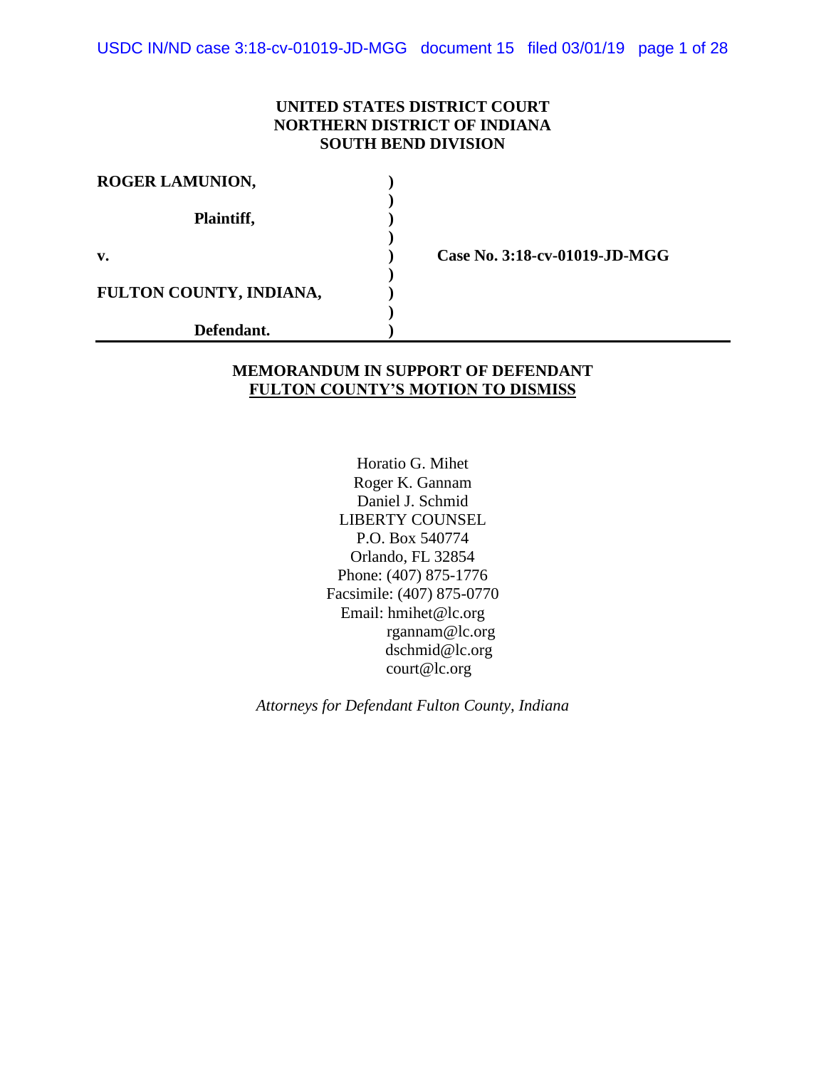**UNITED STATES DISTRICT COURT**
**NORTHERN DISTRICT OF INDIANA**
**SOUTH BEND DIVISION**

| | | |
|---|---|---|
| **ROGER LAMUNION,** | ) | |
| | ) | |
| **Plaintiff,** | ) | |
| | ) | |
| **v.** | ) | **Case No. 3:18-cv-01019-JD-MGG** |
| | ) | |
| **FULTON COUNTY, INDIANA,** | ) | |
| | ) | |
| **Defendant.** | ) | |

**MEMORANDUM IN SUPPORT OF DEFENDANT FULTON COUNTY'S MOTION TO DISMISS**

Horatio G. Mihet
Roger K. Gannam
Daniel J. Schmid
LIBERTY COUNSEL
P.O. Box 540774
Orlando, FL 32854
Phone: (407) 875-1776
Facsimile: (407) 875-0770
Email: hmihet@lc.org
rgannam@lc.org
dschmid@lc.org
court@lc.org

*Attorneys for Defendant Fulton County, Indiana*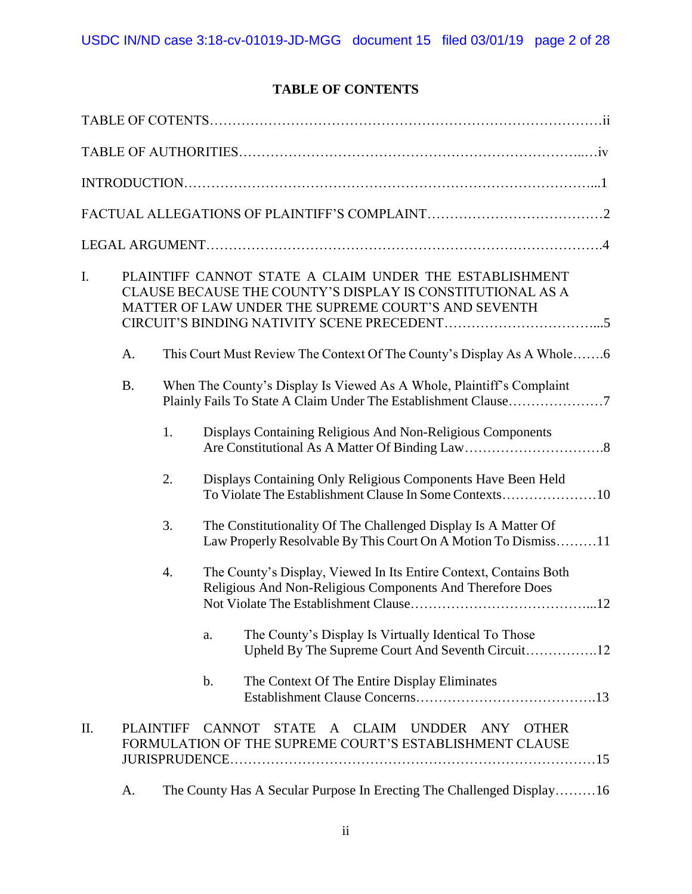## TABLE OF CONTENTS

TABLE OF COTENTS……………………………………………………………………………ii

TABLE OF AUTHORITIES……………………………………………………………..…iv

INTRODUCTION……………………………………………………………………………...1

FACTUAL ALLEGATIONS OF PLAINTIFF'S COMPLAINT…………………………………2

LEGAL ARGUMENT………………………………………………………………………….4

I. PLAINTIFF CANNOT STATE A CLAIM UNDER THE ESTABLISHMENT CLAUSE BECAUSE THE COUNTY'S DISPLAY IS CONSTITUTIONAL AS A MATTER OF LAW UNDER THE SUPREME COURT'S AND SEVENTH CIRCUIT'S BINDING NATIVITY SCENE PRECEDENT……………………………...5

   A. This Court Must Review The Context Of The County's Display As A Whole…….6

   B. When The County's Display Is Viewed As A Whole, Plaintiff's Complaint Plainly Fails To State A Claim Under The Establishment Clause…………………7

      1. Displays Containing Religious And Non-Religious Components Are Constitutional As A Matter Of Binding Law………………………….8

      2. Displays Containing Only Religious Components Have Been Held To Violate The Establishment Clause In Some Contexts…………………10

      3. The Constitutionality Of The Challenged Display Is A Matter Of Law Properly Resolvable By This Court On A Motion To Dismiss………11

      4. The County's Display, Viewed In Its Entire Context, Contains Both Religious And Non-Religious Components And Therefore Does Not Violate The Establishment Clause…………………………………...12

         a. The County's Display Is Virtually Identical To Those Upheld By The Supreme Court And Seventh Circuit…………….12

         b. The Context Of The Entire Display Eliminates Establishment Clause Concerns………………………………….13

II. PLAINTIFF CANNOT STATE A CLAIM UNDDER ANY OTHER FORMULATION OF THE SUPREME COURT'S ESTABLISHMENT CLAUSE JURISPRUDENCE…………………………………………………………………15

   A. The County Has A Secular Purpose In Erecting The Challenged Display………16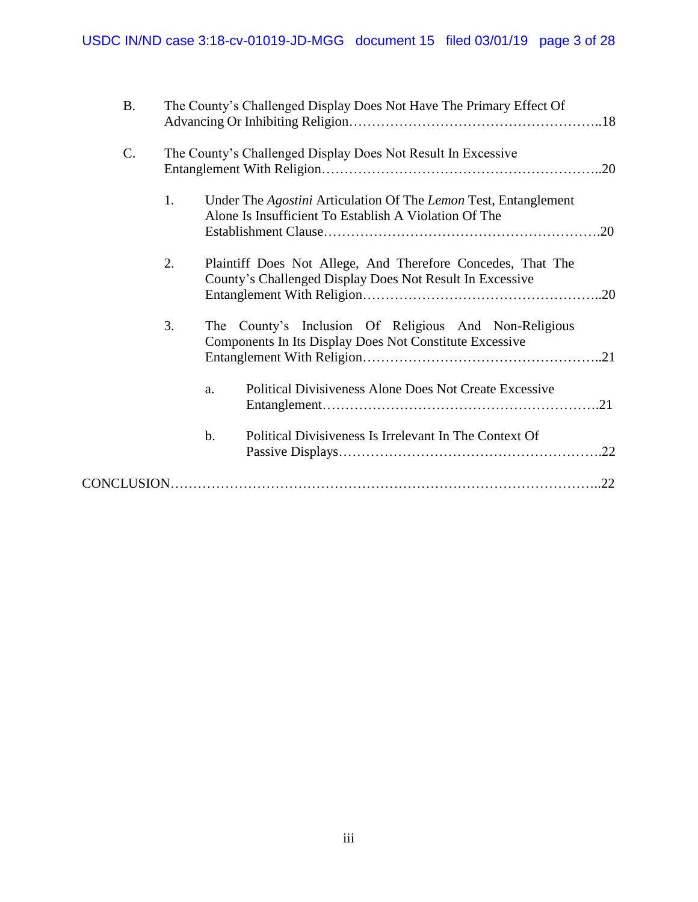B. The County's Challenged Display Does Not Have The Primary Effect Of Advancing Or Inhibiting Religion……………………………………………..18

C. The County's Challenged Display Does Not Result In Excessive Entanglement With Religion…………………………………………………..20

1. Under The *Agostini* Articulation Of The *Lemon* Test, Entanglement Alone Is Insufficient To Establish A Violation Of The Establishment Clause……………………………………………………20

2. Plaintiff Does Not Allege, And Therefore Concedes, That The County's Challenged Display Does Not Result In Excessive Entanglement With Religion……………………………………………..20

3. The County's Inclusion Of Religious And Non-Religious Components In Its Display Does Not Constitute Excessive Entanglement With Religion……………………………………………..21

a. Political Divisiveness Alone Does Not Create Excessive Entanglement…………………………………………………….21

b. Political Divisiveness Is Irrelevant In The Context Of Passive Displays………………………………………………….22

CONCLUSION………………………………………………………………………..22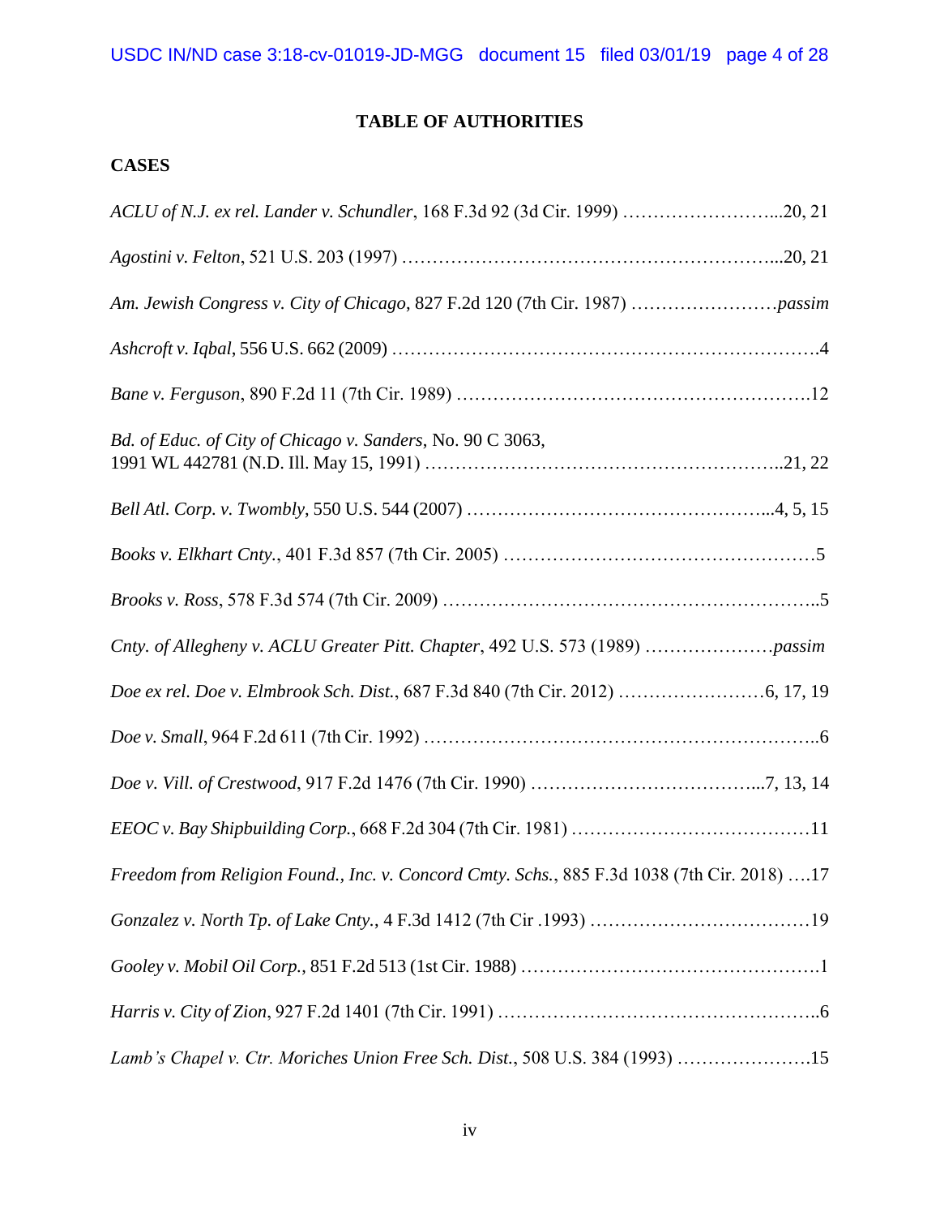# TABLE OF AUTHORITIES

## CASES

*ACLU of N.J. ex rel. Lander v. Schundler*, 168 F.3d 92 (3d Cir. 1999) ……………………...20, 21

*Agostini v. Felton*, 521 U.S. 203 (1997) ……………………………………………………...20, 21

*Am. Jewish Congress v. City of Chicago*, 827 F.2d 120 (7th Cir. 1987) ……………………*passim*

*Ashcroft v. Iqbal*, 556 U.S. 662 (2009) …………………………………………………………….4

*Bane v. Ferguson*, 890 F.2d 11 (7th Cir. 1989) ………………………………………………….12

*Bd. of Educ. of City of Chicago v. Sanders*, No. 90 C 3063, 1991 WL 442781 (N.D. Ill. May 15, 1991) ……………………………………………………..21, 22

*Bell Atl. Corp. v. Twombly*, 550 U.S. 544 (2007) ………………………………………...4, 5, 15

*Books v. Elkhart Cnty.*, 401 F.3d 857 (7th Cir. 2005) ……………………………………………5

*Brooks v. Ross*, 578 F.3d 574 (7th Cir. 2009) ……………………………………………………..5

*Cnty. of Allegheny v. ACLU Greater Pitt. Chapter*, 492 U.S. 573 (1989) …………………*passim*

*Doe ex rel. Doe v. Elmbrook Sch. Dist.*, 687 F.3d 840 (7th Cir. 2012) ……………………6, 17, 19

*Doe v. Small*, 964 F.2d 611 (7th Cir. 1992) ………………………………………………………..6

*Doe v. Vill. of Crestwood*, 917 F.2d 1476 (7th Cir. 1990) ……………………………...7, 13, 14

*EEOC v. Bay Shipbuilding Corp.*, 668 F.2d 304 (7th Cir. 1981) …………………………………11

*Freedom from Religion Found., Inc. v. Concord Cmty. Schs.*, 885 F.3d 1038 (7th Cir. 2018) ….17

*Gonzalez v. North Tp. of Lake Cnty.*, 4 F.3d 1412 (7th Cir .1993) ………………………………19

*Gooley v. Mobil Oil Corp.*, 851 F.2d 513 (1st Cir. 1988) ………………………………………….1

*Harris v. City of Zion*, 927 F.2d 1401 (7th Cir. 1991) ……………………………………………..6

*Lamb's Chapel v. Ctr. Moriches Union Free Sch. Dist.*, 508 U.S. 384 (1993) ………………….15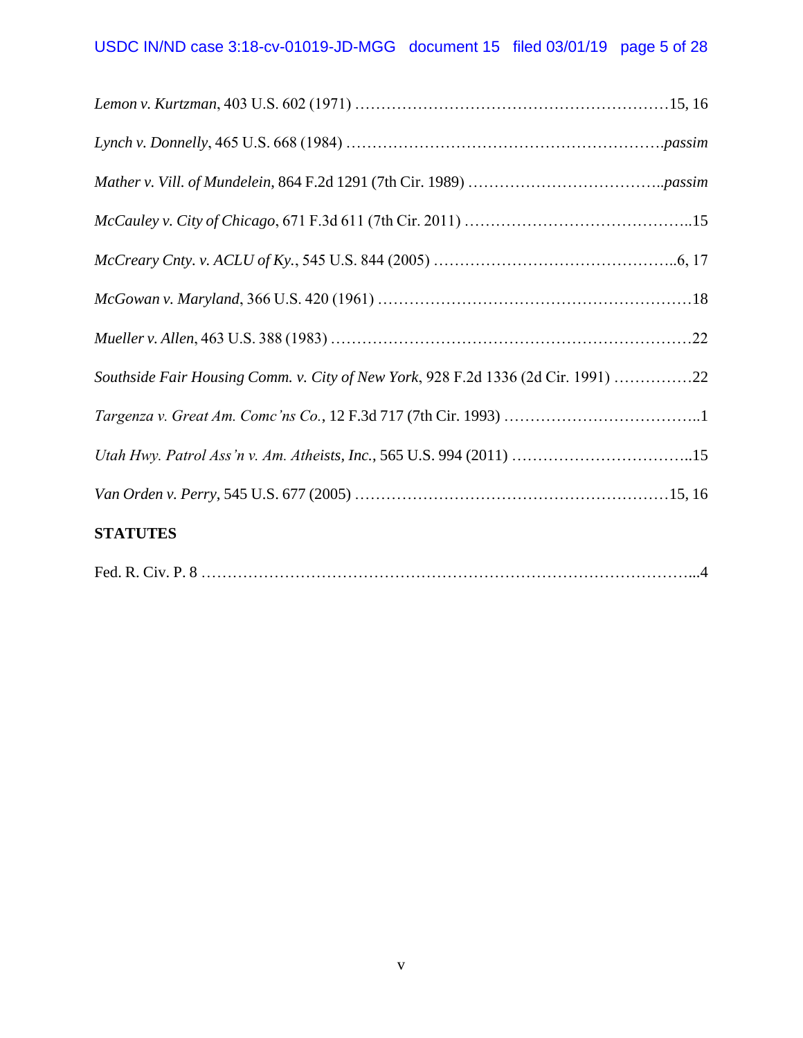*Lemon v. Kurtzman*, 403 U.S. 602 (1971) ……………………………………………………15, 16

*Lynch v. Donnelly*, 465 U.S. 668 (1984) ……………………………………………………*passim*

*Mather v. Vill. of Mundelein*, 864 F.2d 1291 (7th Cir. 1989) ………………………………..*passim*

*McCauley v. City of Chicago*, 671 F.3d 611 (7th Cir. 2011) ……………………………………..15

*McCreary Cnty. v. ACLU of Ky.*, 545 U.S. 844 (2005) ………………………………………..6, 17

*McGowan v. Maryland*, 366 U.S. 420 (1961) ………………………………………………………18

*Mueller v. Allen*, 463 U.S. 388 (1983) ……………………………………………………………22

*Southside Fair Housing Comm. v. City of New York*, 928 F.2d 1336 (2d Cir. 1991) ……………22

*Targenza v. Great Am. Comc'ns Co.*, 12 F.3d 717 (7th Cir. 1993) ………………………………..1

*Utah Hwy. Patrol Ass'n v. Am. Atheists, Inc.*, 565 U.S. 994 (2011) ……………………………..15

*Van Orden v. Perry*, 545 U.S. 677 (2005) …………………………………………………15, 16

**STATUTES**

Fed. R. Civ. P. 8 …………………………………………………………………………………...4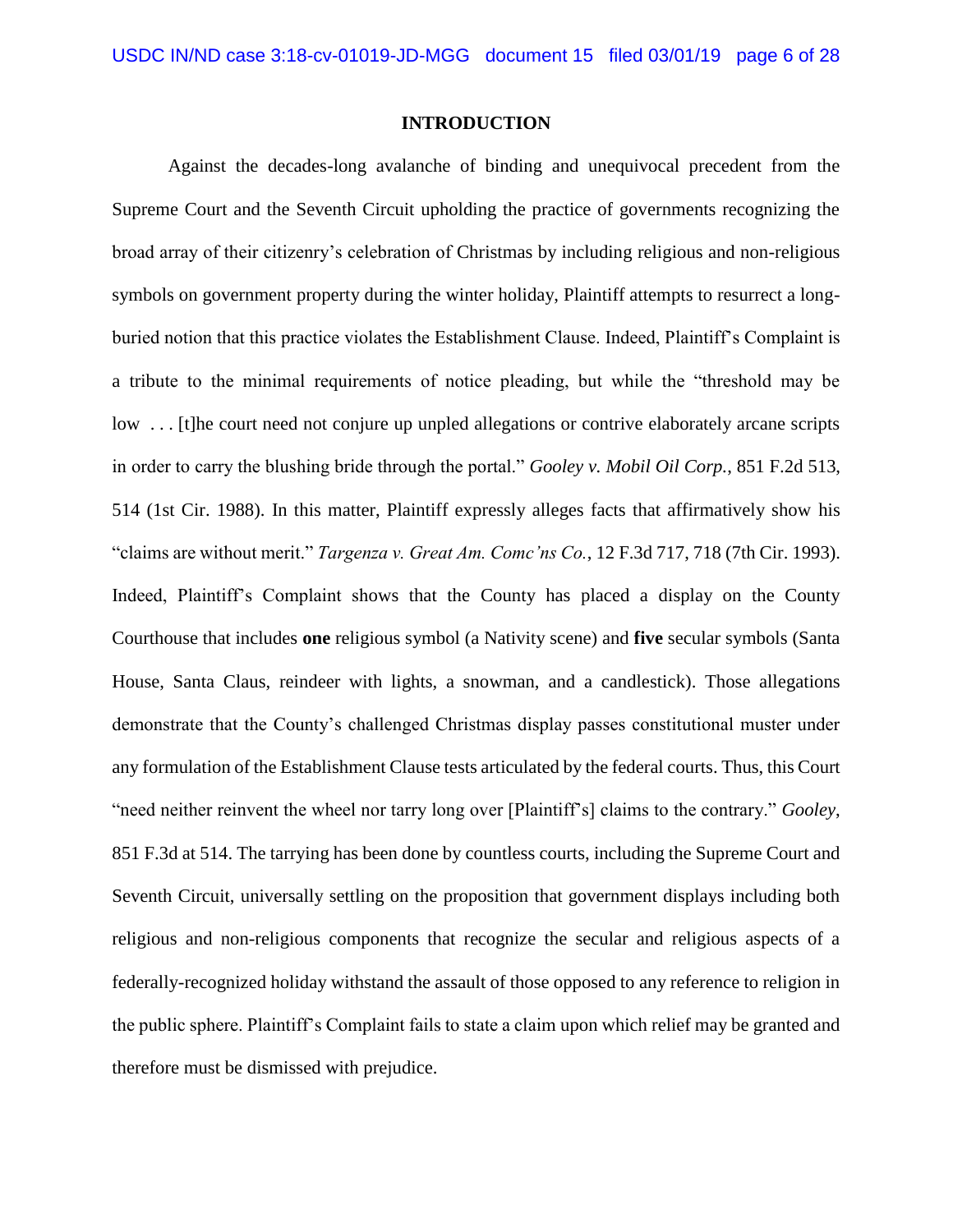## INTRODUCTION

Against the decades-long avalanche of binding and unequivocal precedent from the Supreme Court and the Seventh Circuit upholding the practice of governments recognizing the broad array of their citizenry's celebration of Christmas by including religious and non-religious symbols on government property during the winter holiday, Plaintiff attempts to resurrect a long-buried notion that this practice violates the Establishment Clause. Indeed, Plaintiff's Complaint is a tribute to the minimal requirements of notice pleading, but while the "threshold may be low . . . [t]he court need not conjure up unpled allegations or contrive elaborately arcane scripts in order to carry the blushing bride through the portal." *Gooley v. Mobil Oil Corp.*, 851 F.2d 513, 514 (1st Cir. 1988). In this matter, Plaintiff expressly alleges facts that affirmatively show his "claims are without merit." *Targenza v. Great Am. Comc'ns Co.*, 12 F.3d 717, 718 (7th Cir. 1993). Indeed, Plaintiff's Complaint shows that the County has placed a display on the County Courthouse that includes **one** religious symbol (a Nativity scene) and **five** secular symbols (Santa House, Santa Claus, reindeer with lights, a snowman, and a candlestick). Those allegations demonstrate that the County's challenged Christmas display passes constitutional muster under any formulation of the Establishment Clause tests articulated by the federal courts. Thus, this Court "need neither reinvent the wheel nor tarry long over [Plaintiff's] claims to the contrary." *Gooley*, 851 F.3d at 514. The tarrying has been done by countless courts, including the Supreme Court and Seventh Circuit, universally settling on the proposition that government displays including both religious and non-religious components that recognize the secular and religious aspects of a federally-recognized holiday withstand the assault of those opposed to any reference to religion in the public sphere. Plaintiff's Complaint fails to state a claim upon which relief may be granted and therefore must be dismissed with prejudice.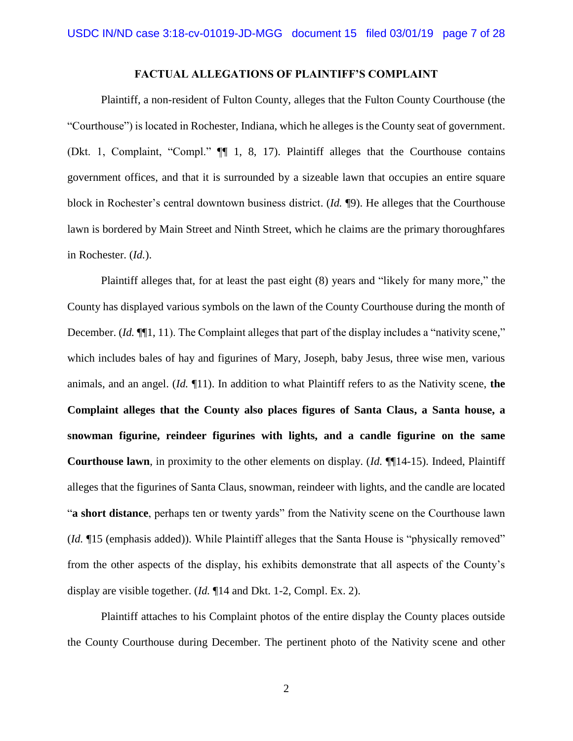## FACTUAL ALLEGATIONS OF PLAINTIFF'S COMPLAINT

Plaintiff, a non-resident of Fulton County, alleges that the Fulton County Courthouse (the "Courthouse") is located in Rochester, Indiana, which he alleges is the County seat of government. (Dkt. 1, Complaint, "Compl." ¶¶ 1, 8, 17). Plaintiff alleges that the Courthouse contains government offices, and that it is surrounded by a sizeable lawn that occupies an entire square block in Rochester's central downtown business district. (*Id.* ¶9). He alleges that the Courthouse lawn is bordered by Main Street and Ninth Street, which he claims are the primary thoroughfares in Rochester. (*Id.*).

Plaintiff alleges that, for at least the past eight (8) years and "likely for many more," the County has displayed various symbols on the lawn of the County Courthouse during the month of December. (*Id.* ¶¶1, 11). The Complaint alleges that part of the display includes a "nativity scene," which includes bales of hay and figurines of Mary, Joseph, baby Jesus, three wise men, various animals, and an angel. (*Id.* ¶11). In addition to what Plaintiff refers to as the Nativity scene, **the Complaint alleges that the County also places figures of Santa Claus, a Santa house, a snowman figurine, reindeer figurines with lights, and a candle figurine on the same Courthouse lawn**, in proximity to the other elements on display. (*Id.* ¶¶14-15). Indeed, Plaintiff alleges that the figurines of Santa Claus, snowman, reindeer with lights, and the candle are located "**a short distance**, perhaps ten or twenty yards" from the Nativity scene on the Courthouse lawn (*Id.* ¶15 (emphasis added)). While Plaintiff alleges that the Santa House is "physically removed" from the other aspects of the display, his exhibits demonstrate that all aspects of the County's display are visible together. (*Id.* ¶14 and Dkt. 1-2, Compl. Ex. 2).

Plaintiff attaches to his Complaint photos of the entire display the County places outside the County Courthouse during December. The pertinent photo of the Nativity scene and other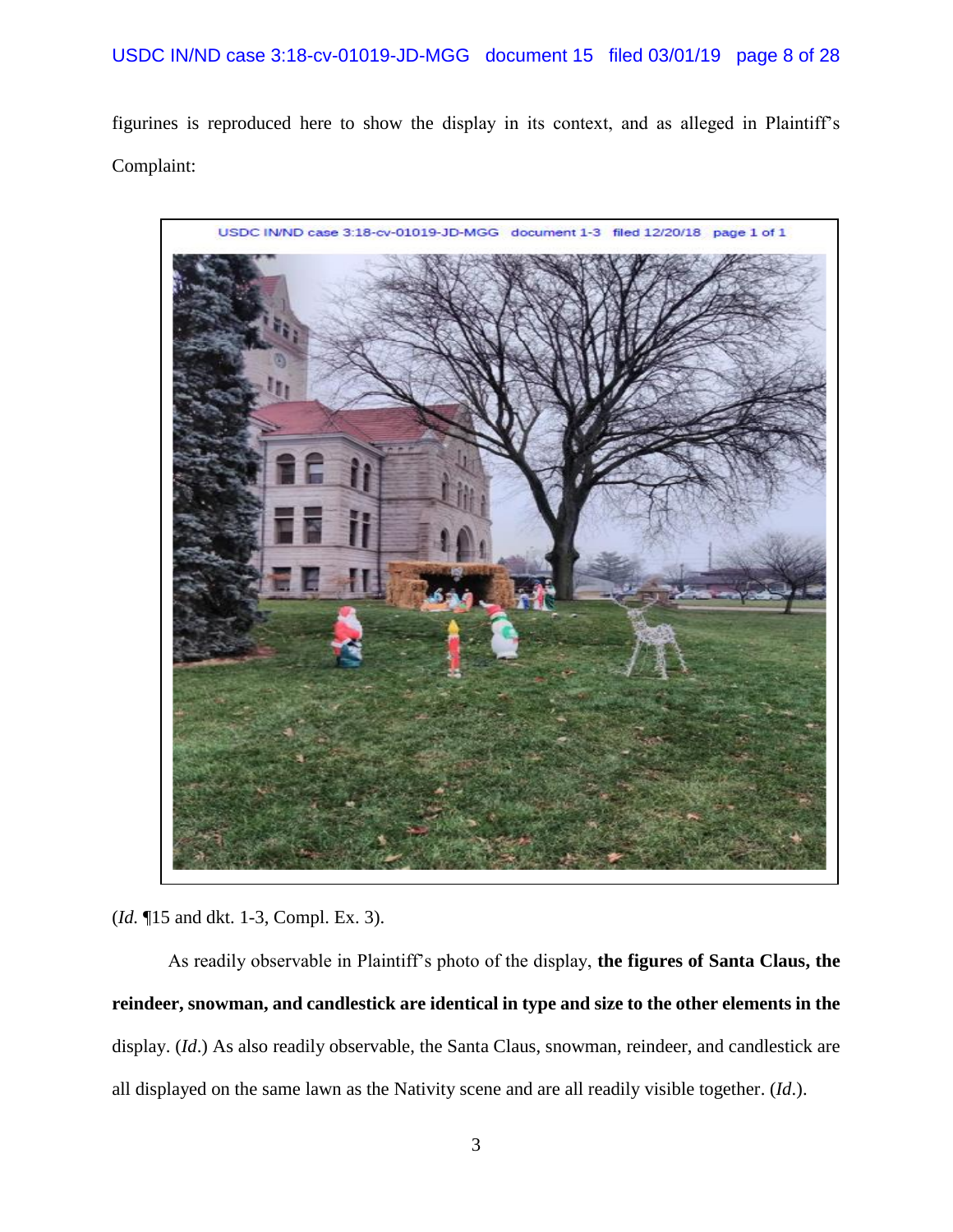figurines is reproduced here to show the display in its context, and as alleged in Plaintiff's Complaint:

(*Id.* ¶15 and dkt. 1-3, Compl. Ex. 3).

As readily observable in Plaintiff's photo of the display, **the figures of Santa Claus, the reindeer, snowman, and candlestick are identical in type and size to the other elements in the** display. (*Id*.) As also readily observable, the Santa Claus, snowman, reindeer, and candlestick are all displayed on the same lawn as the Nativity scene and are all readily visible together. (*Id*.).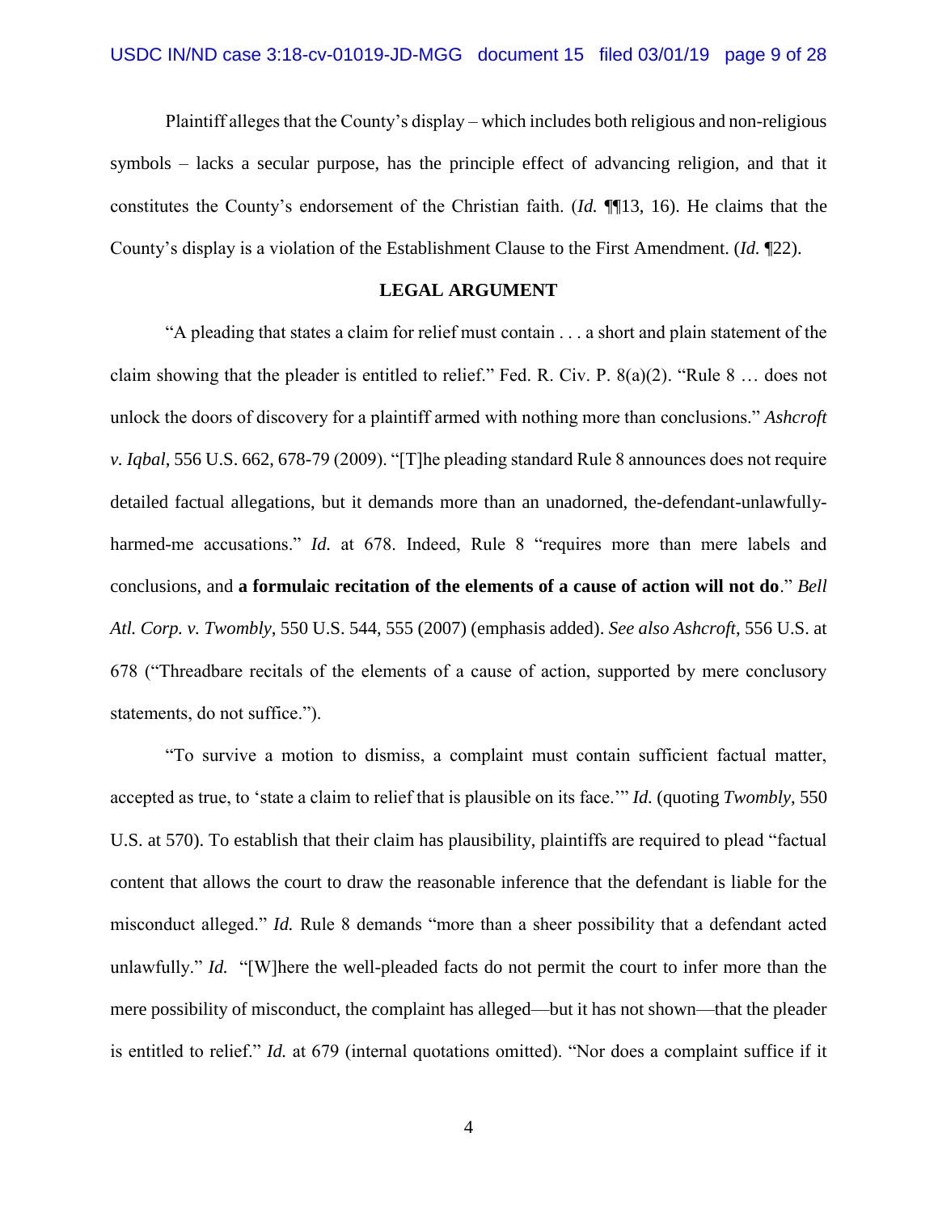Plaintiff alleges that the County's display – which includes both religious and non-religious symbols – lacks a secular purpose, has the principle effect of advancing religion, and that it constitutes the County's endorsement of the Christian faith. (*Id.* ¶¶13, 16). He claims that the County's display is a violation of the Establishment Clause to the First Amendment. (*Id.* ¶22).

## LEGAL ARGUMENT

"A pleading that states a claim for relief must contain . . . a short and plain statement of the claim showing that the pleader is entitled to relief." Fed. R. Civ. P. 8(a)(2). "Rule 8 … does not unlock the doors of discovery for a plaintiff armed with nothing more than conclusions." *Ashcroft v. Iqbal*, 556 U.S. 662, 678-79 (2009). "[T]he pleading standard Rule 8 announces does not require detailed factual allegations, but it demands more than an unadorned, the-defendant-unlawfully-harmed-me accusations." *Id.* at 678. Indeed, Rule 8 "requires more than mere labels and conclusions, and **a formulaic recitation of the elements of a cause of action will not do**." *Bell Atl. Corp. v. Twombly*, 550 U.S. 544, 555 (2007) (emphasis added). *See also Ashcroft*, 556 U.S. at 678 ("Threadbare recitals of the elements of a cause of action, supported by mere conclusory statements, do not suffice.").

"To survive a motion to dismiss, a complaint must contain sufficient factual matter, accepted as true, to 'state a claim to relief that is plausible on its face.'" *Id.* (quoting *Twombly*, 550 U.S. at 570). To establish that their claim has plausibility, plaintiffs are required to plead "factual content that allows the court to draw the reasonable inference that the defendant is liable for the misconduct alleged." *Id.* Rule 8 demands "more than a sheer possibility that a defendant acted unlawfully." *Id.* "[W]here the well-pleaded facts do not permit the court to infer more than the mere possibility of misconduct, the complaint has alleged—but it has not shown—that the pleader is entitled to relief." *Id.* at 679 (internal quotations omitted). "Nor does a complaint suffice if it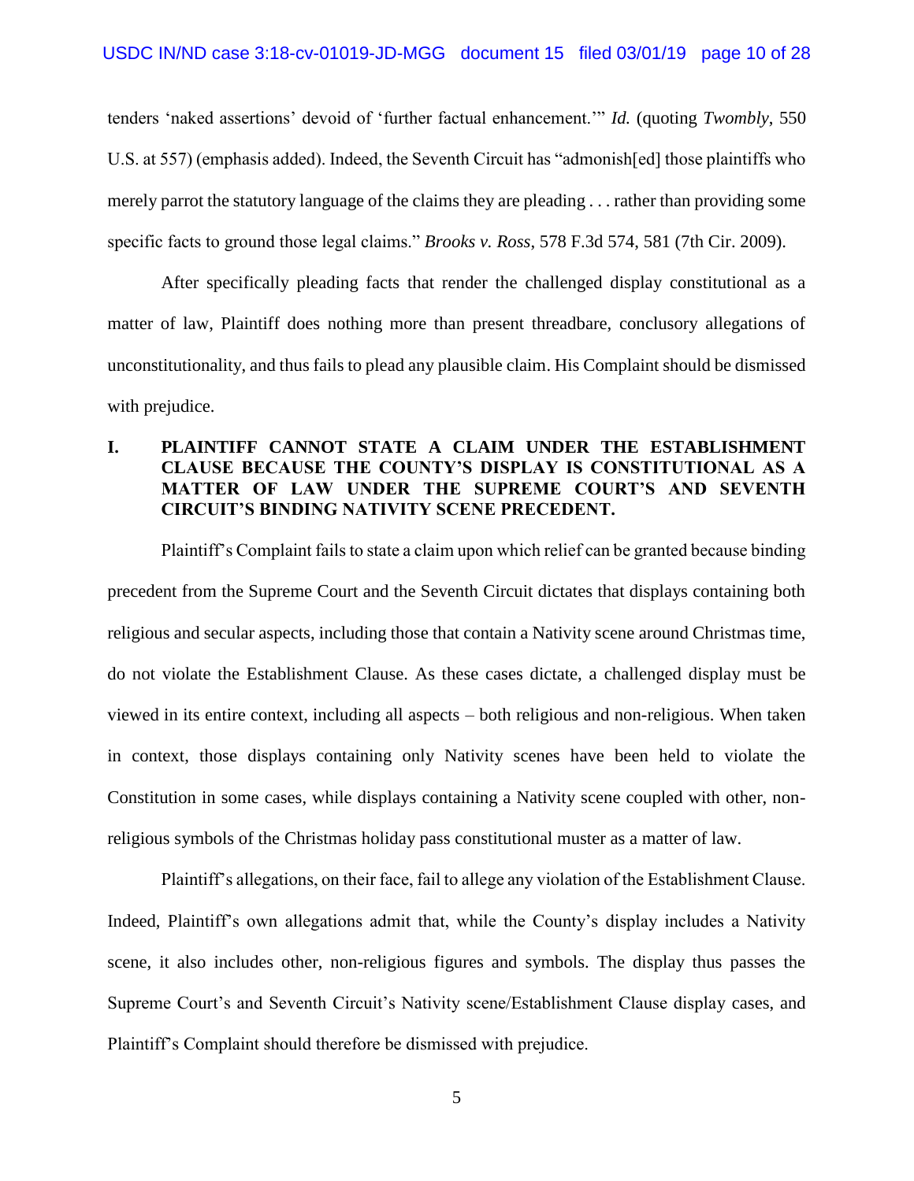tenders 'naked assertions' devoid of 'further factual enhancement.'" *Id.* (quoting *Twombly*, 550 U.S. at 557) (emphasis added). Indeed, the Seventh Circuit has "admonish[ed] those plaintiffs who merely parrot the statutory language of the claims they are pleading . . . rather than providing some specific facts to ground those legal claims." *Brooks v. Ross*, 578 F.3d 574, 581 (7th Cir. 2009).

After specifically pleading facts that render the challenged display constitutional as a matter of law, Plaintiff does nothing more than present threadbare, conclusory allegations of unconstitutionality, and thus fails to plead any plausible claim. His Complaint should be dismissed with prejudice.

## I. PLAINTIFF CANNOT STATE A CLAIM UNDER THE ESTABLISHMENT CLAUSE BECAUSE THE COUNTY'S DISPLAY IS CONSTITUTIONAL AS A MATTER OF LAW UNDER THE SUPREME COURT'S AND SEVENTH CIRCUIT'S BINDING NATIVITY SCENE PRECEDENT.

Plaintiff's Complaint fails to state a claim upon which relief can be granted because binding precedent from the Supreme Court and the Seventh Circuit dictates that displays containing both religious and secular aspects, including those that contain a Nativity scene around Christmas time, do not violate the Establishment Clause. As these cases dictate, a challenged display must be viewed in its entire context, including all aspects – both religious and non-religious. When taken in context, those displays containing only Nativity scenes have been held to violate the Constitution in some cases, while displays containing a Nativity scene coupled with other, non-religious symbols of the Christmas holiday pass constitutional muster as a matter of law.

Plaintiff's allegations, on their face, fail to allege any violation of the Establishment Clause. Indeed, Plaintiff's own allegations admit that, while the County's display includes a Nativity scene, it also includes other, non-religious figures and symbols. The display thus passes the Supreme Court's and Seventh Circuit's Nativity scene/Establishment Clause display cases, and Plaintiff's Complaint should therefore be dismissed with prejudice.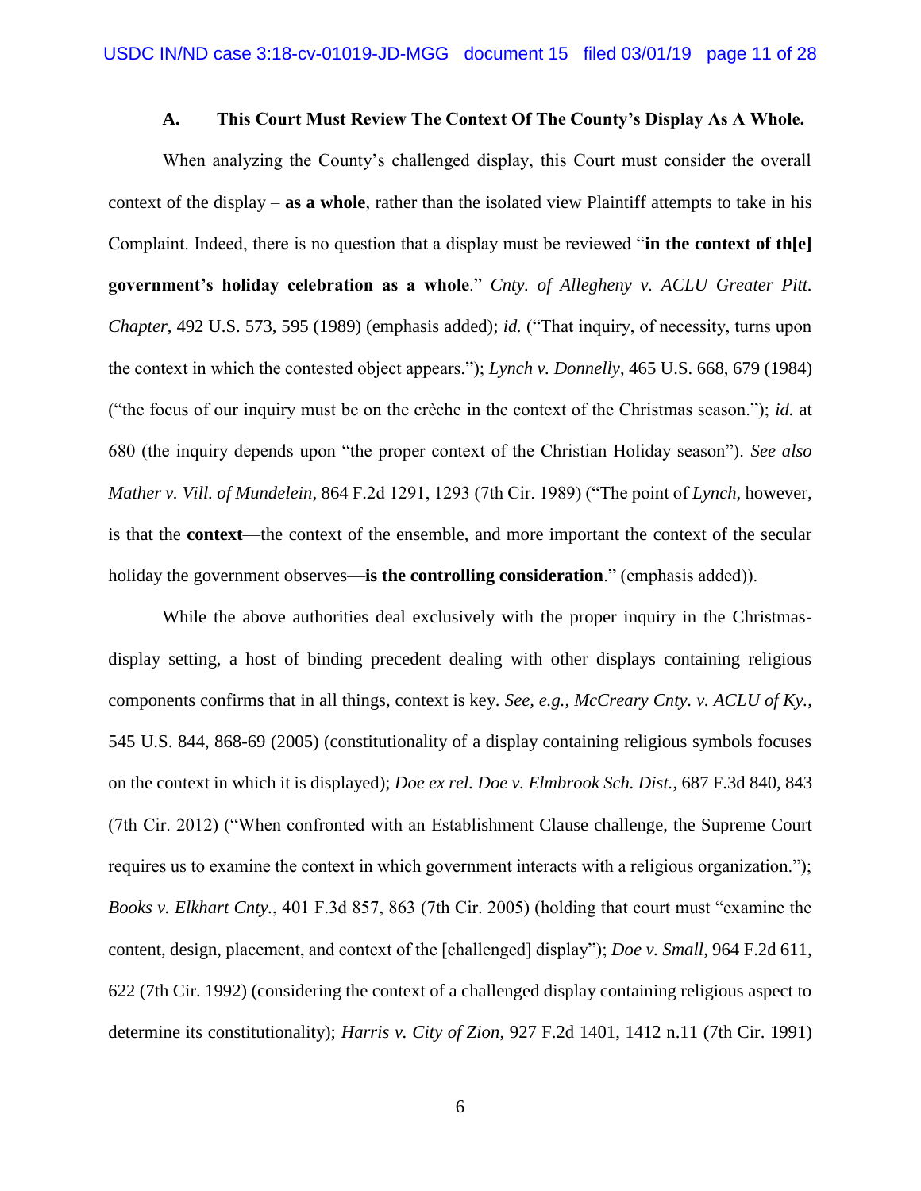### A. This Court Must Review The Context Of The County's Display As A Whole.

When analyzing the County's challenged display, this Court must consider the overall context of the display – **as a whole**, rather than the isolated view Plaintiff attempts to take in his Complaint. Indeed, there is no question that a display must be reviewed "**in the context of th[e] government's holiday celebration as a whole**." *Cnty. of Allegheny v. ACLU Greater Pitt. Chapter*, 492 U.S. 573, 595 (1989) (emphasis added); *id.* ("That inquiry, of necessity, turns upon the context in which the contested object appears."); *Lynch v. Donnelly*, 465 U.S. 668, 679 (1984) ("the focus of our inquiry must be on the crèche in the context of the Christmas season."); *id.* at 680 (the inquiry depends upon "the proper context of the Christian Holiday season"). *See also Mather v. Vill. of Mundelein*, 864 F.2d 1291, 1293 (7th Cir. 1989) ("The point of *Lynch*, however, is that the **context**—the context of the ensemble, and more important the context of the secular holiday the government observes—**is the controlling consideration**." (emphasis added)).

While the above authorities deal exclusively with the proper inquiry in the Christmas-display setting, a host of binding precedent dealing with other displays containing religious components confirms that in all things, context is key. *See, e.g.*, *McCreary Cnty. v. ACLU of Ky.*, 545 U.S. 844, 868-69 (2005) (constitutionality of a display containing religious symbols focuses on the context in which it is displayed); *Doe ex rel. Doe v. Elmbrook Sch. Dist.*, 687 F.3d 840, 843 (7th Cir. 2012) ("When confronted with an Establishment Clause challenge, the Supreme Court requires us to examine the context in which government interacts with a religious organization."); *Books v. Elkhart Cnty.*, 401 F.3d 857, 863 (7th Cir. 2005) (holding that court must "examine the content, design, placement, and context of the [challenged] display"); *Doe v. Small*, 964 F.2d 611, 622 (7th Cir. 1992) (considering the context of a challenged display containing religious aspect to determine its constitutionality); *Harris v. City of Zion*, 927 F.2d 1401, 1412 n.11 (7th Cir. 1991)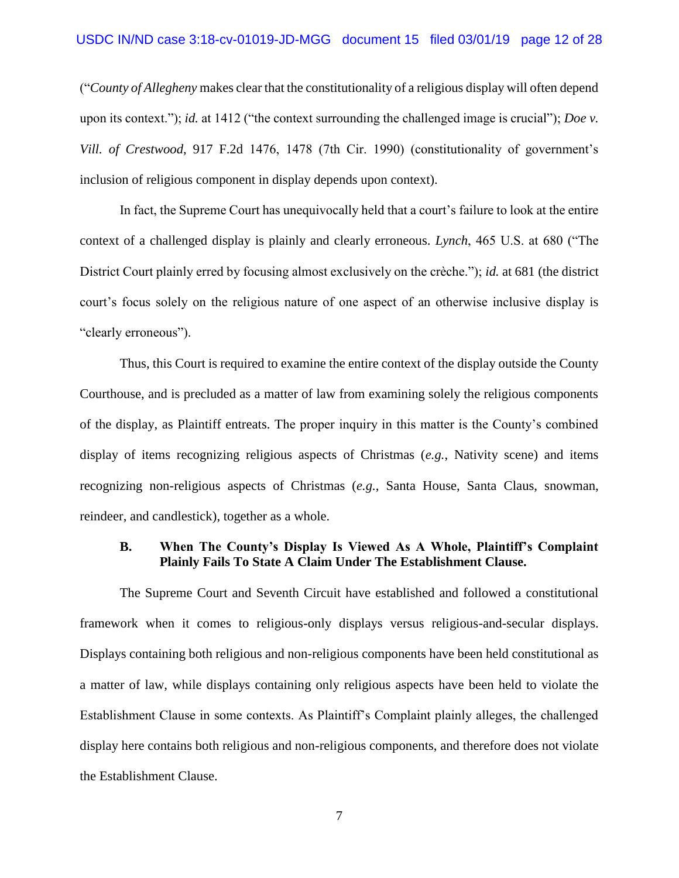("*County of Allegheny* makes clear that the constitutionality of a religious display will often depend upon its context."); *id.* at 1412 ("the context surrounding the challenged image is crucial"); *Doe v. Vill. of Crestwood*, 917 F.2d 1476, 1478 (7th Cir. 1990) (constitutionality of government's inclusion of religious component in display depends upon context).

In fact, the Supreme Court has unequivocally held that a court's failure to look at the entire context of a challenged display is plainly and clearly erroneous. *Lynch*, 465 U.S. at 680 ("The District Court plainly erred by focusing almost exclusively on the crèche."); *id.* at 681 (the district court's focus solely on the religious nature of one aspect of an otherwise inclusive display is "clearly erroneous").

Thus, this Court is required to examine the entire context of the display outside the County Courthouse, and is precluded as a matter of law from examining solely the religious components of the display, as Plaintiff entreats. The proper inquiry in this matter is the County's combined display of items recognizing religious aspects of Christmas (*e.g.*, Nativity scene) and items recognizing non-religious aspects of Christmas (*e.g.*, Santa House, Santa Claus, snowman, reindeer, and candlestick), together as a whole.

### B. When The County's Display Is Viewed As A Whole, Plaintiff's Complaint Plainly Fails To State A Claim Under The Establishment Clause.

The Supreme Court and Seventh Circuit have established and followed a constitutional framework when it comes to religious-only displays versus religious-and-secular displays. Displays containing both religious and non-religious components have been held constitutional as a matter of law, while displays containing only religious aspects have been held to violate the Establishment Clause in some contexts. As Plaintiff's Complaint plainly alleges, the challenged display here contains both religious and non-religious components, and therefore does not violate the Establishment Clause.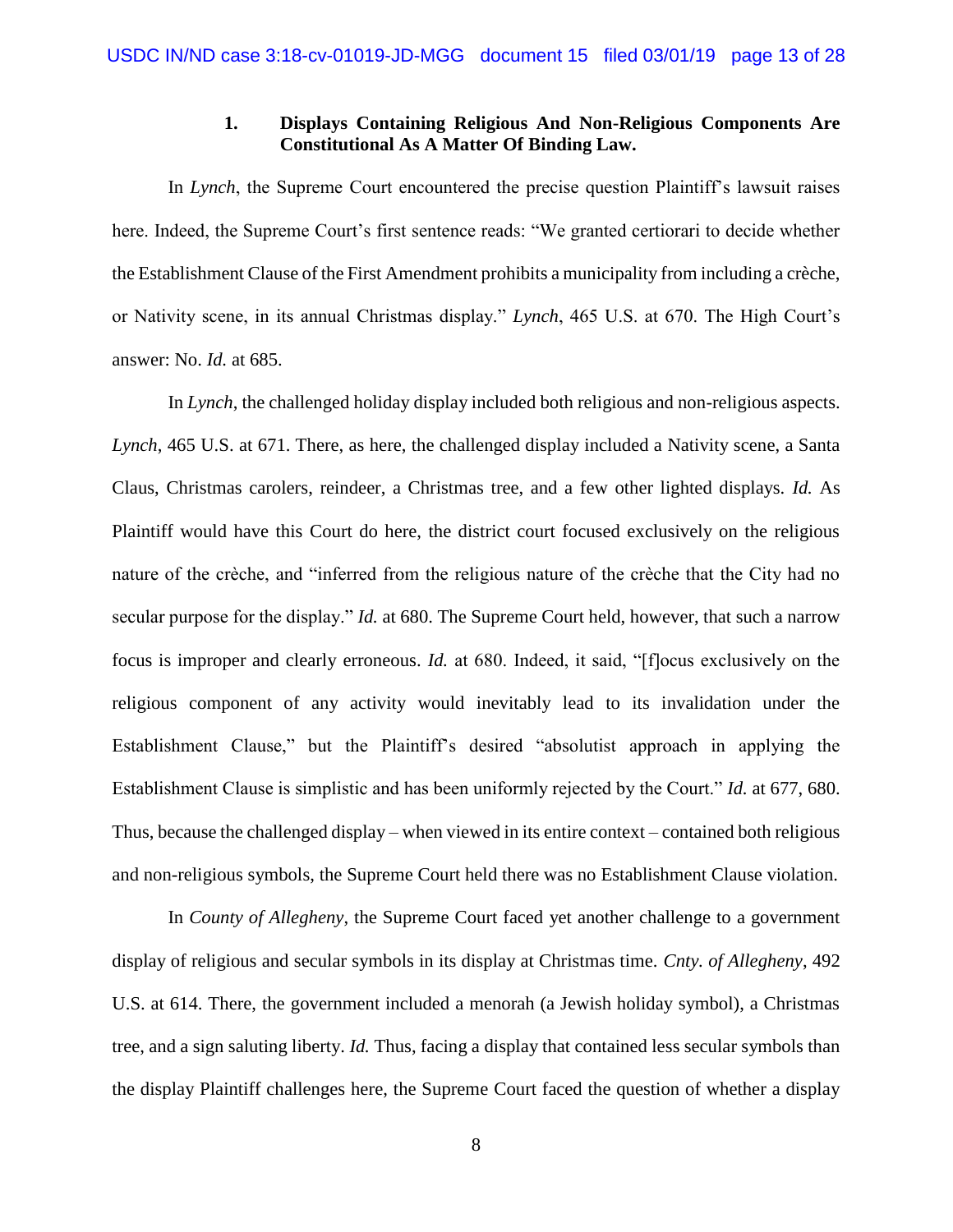### 1. Displays Containing Religious And Non-Religious Components Are Constitutional As A Matter Of Binding Law.

In *Lynch*, the Supreme Court encountered the precise question Plaintiff's lawsuit raises here. Indeed, the Supreme Court's first sentence reads: "We granted certiorari to decide whether the Establishment Clause of the First Amendment prohibits a municipality from including a crèche, or Nativity scene, in its annual Christmas display." *Lynch*, 465 U.S. at 670. The High Court's answer: No. *Id.* at 685.

In *Lynch*, the challenged holiday display included both religious and non-religious aspects. *Lynch*, 465 U.S. at 671. There, as here, the challenged display included a Nativity scene, a Santa Claus, Christmas carolers, reindeer, a Christmas tree, and a few other lighted displays. *Id.* As Plaintiff would have this Court do here, the district court focused exclusively on the religious nature of the crèche, and "inferred from the religious nature of the crèche that the City had no secular purpose for the display." *Id.* at 680. The Supreme Court held, however, that such a narrow focus is improper and clearly erroneous. *Id.* at 680. Indeed, it said, "[f]ocus exclusively on the religious component of any activity would inevitably lead to its invalidation under the Establishment Clause," but the Plaintiff's desired "absolutist approach in applying the Establishment Clause is simplistic and has been uniformly rejected by the Court." *Id.* at 677, 680. Thus, because the challenged display – when viewed in its entire context – contained both religious and non-religious symbols, the Supreme Court held there was no Establishment Clause violation.

In *County of Allegheny*, the Supreme Court faced yet another challenge to a government display of religious and secular symbols in its display at Christmas time. *Cnty. of Allegheny*, 492 U.S. at 614. There, the government included a menorah (a Jewish holiday symbol), a Christmas tree, and a sign saluting liberty. *Id.* Thus, facing a display that contained less secular symbols than the display Plaintiff challenges here, the Supreme Court faced the question of whether a display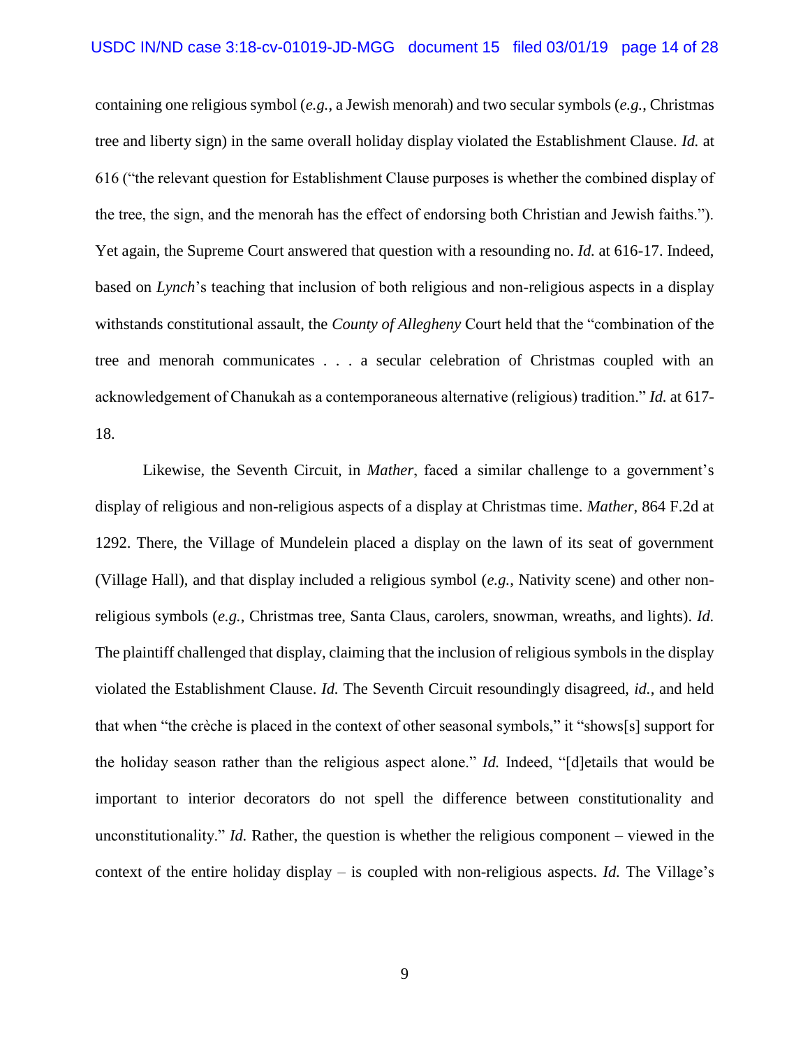containing one religious symbol (*e.g.*, a Jewish menorah) and two secular symbols (*e.g.*, Christmas tree and liberty sign) in the same overall holiday display violated the Establishment Clause. *Id.* at 616 ("the relevant question for Establishment Clause purposes is whether the combined display of the tree, the sign, and the menorah has the effect of endorsing both Christian and Jewish faiths."). Yet again, the Supreme Court answered that question with a resounding no. *Id.* at 616-17. Indeed, based on *Lynch*'s teaching that inclusion of both religious and non-religious aspects in a display withstands constitutional assault, the *County of Allegheny* Court held that the "combination of the tree and menorah communicates . . . a secular celebration of Christmas coupled with an acknowledgement of Chanukah as a contemporaneous alternative (religious) tradition." *Id.* at 617-18.

Likewise, the Seventh Circuit, in *Mather*, faced a similar challenge to a government's display of religious and non-religious aspects of a display at Christmas time. *Mather*, 864 F.2d at 1292. There, the Village of Mundelein placed a display on the lawn of its seat of government (Village Hall), and that display included a religious symbol (*e.g.*, Nativity scene) and other non-religious symbols (*e.g.*, Christmas tree, Santa Claus, carolers, snowman, wreaths, and lights). *Id.* The plaintiff challenged that display, claiming that the inclusion of religious symbols in the display violated the Establishment Clause. *Id.* The Seventh Circuit resoundingly disagreed, *id.*, and held that when "the crèche is placed in the context of other seasonal symbols," it "shows[s] support for the holiday season rather than the religious aspect alone." *Id.* Indeed, "[d]etails that would be important to interior decorators do not spell the difference between constitutionality and unconstitutionality." *Id.* Rather, the question is whether the religious component – viewed in the context of the entire holiday display – is coupled with non-religious aspects. *Id.* The Village's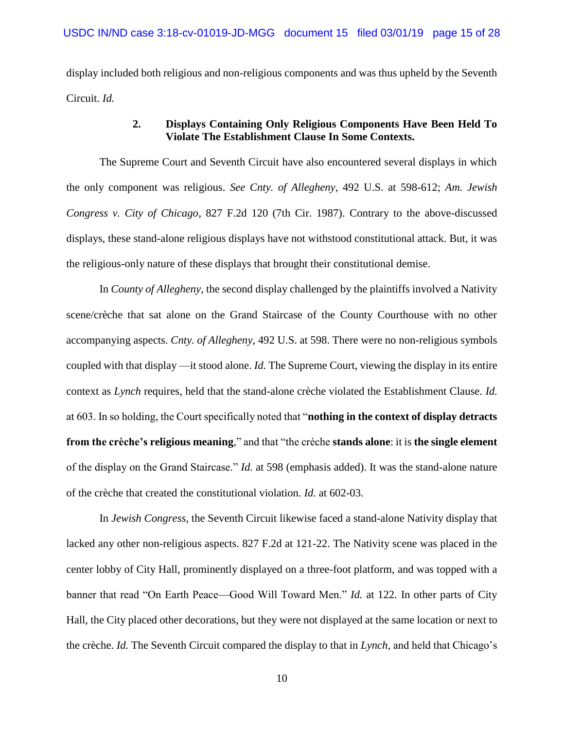display included both religious and non-religious components and was thus upheld by the Seventh Circuit. *Id.*

### 2. Displays Containing Only Religious Components Have Been Held To Violate The Establishment Clause In Some Contexts.

The Supreme Court and Seventh Circuit have also encountered several displays in which the only component was religious. *See Cnty. of Allegheny*, 492 U.S. at 598-612; *Am. Jewish Congress v. City of Chicago*, 827 F.2d 120 (7th Cir. 1987). Contrary to the above-discussed displays, these stand-alone religious displays have not withstood constitutional attack. But, it was the religious-only nature of these displays that brought their constitutional demise.

In *County of Allegheny*, the second display challenged by the plaintiffs involved a Nativity scene/crèche that sat alone on the Grand Staircase of the County Courthouse with no other accompanying aspects. *Cnty. of Allegheny*, 492 U.S. at 598. There were no non-religious symbols coupled with that display —it stood alone. *Id.* The Supreme Court, viewing the display in its entire context as *Lynch* requires, held that the stand-alone crèche violated the Establishment Clause. *Id.* at 603. In so holding, the Court specifically noted that "**nothing in the context of display detracts from the crèche's religious meaning**," and that "the crèche **stands alone**: it is **the single element** of the display on the Grand Staircase." *Id.* at 598 (emphasis added). It was the stand-alone nature of the crèche that created the constitutional violation. *Id.* at 602-03.

In *Jewish Congress*, the Seventh Circuit likewise faced a stand-alone Nativity display that lacked any other non-religious aspects. 827 F.2d at 121-22. The Nativity scene was placed in the center lobby of City Hall, prominently displayed on a three-foot platform, and was topped with a banner that read "On Earth Peace—Good Will Toward Men." *Id.* at 122. In other parts of City Hall, the City placed other decorations, but they were not displayed at the same location or next to the crèche. *Id.* The Seventh Circuit compared the display to that in *Lynch*, and held that Chicago's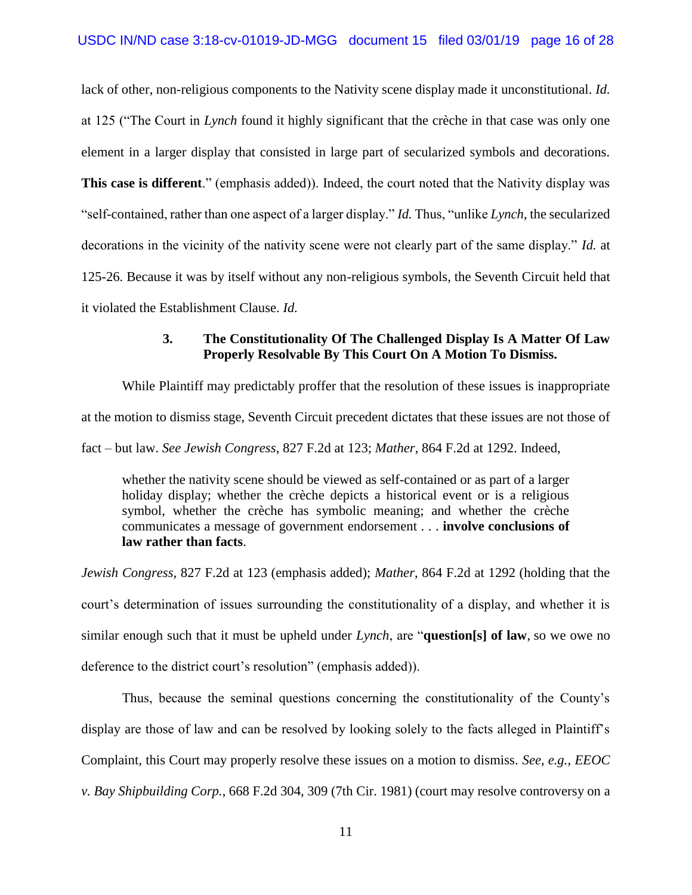lack of other, non-religious components to the Nativity scene display made it unconstitutional. *Id.* at 125 ("The Court in *Lynch* found it highly significant that the crèche in that case was only one element in a larger display that consisted in large part of secularized symbols and decorations. **This case is different**." (emphasis added)). Indeed, the court noted that the Nativity display was "self-contained, rather than one aspect of a larger display." *Id.* Thus, "unlike *Lynch*, the secularized decorations in the vicinity of the nativity scene were not clearly part of the same display." *Id.* at 125-26. Because it was by itself without any non-religious symbols, the Seventh Circuit held that it violated the Establishment Clause. *Id.*

### 3. The Constitutionality Of The Challenged Display Is A Matter Of Law Properly Resolvable By This Court On A Motion To Dismiss.

While Plaintiff may predictably proffer that the resolution of these issues is inappropriate at the motion to dismiss stage, Seventh Circuit precedent dictates that these issues are not those of fact – but law. *See Jewish Congress*, 827 F.2d at 123; *Mather*, 864 F.2d at 1292. Indeed,

> whether the nativity scene should be viewed as self-contained or as part of a larger holiday display; whether the crèche depicts a historical event or is a religious symbol, whether the crèche has symbolic meaning; and whether the crèche communicates a message of government endorsement . . . **involve conclusions of law rather than facts**.

*Jewish Congress*, 827 F.2d at 123 (emphasis added); *Mather*, 864 F.2d at 1292 (holding that the court's determination of issues surrounding the constitutionality of a display, and whether it is similar enough such that it must be upheld under *Lynch*, are "**question[s] of law**, so we owe no deference to the district court's resolution" (emphasis added)).

Thus, because the seminal questions concerning the constitutionality of the County's display are those of law and can be resolved by looking solely to the facts alleged in Plaintiff's Complaint, this Court may properly resolve these issues on a motion to dismiss. *See, e.g.*, *EEOC v. Bay Shipbuilding Corp.*, 668 F.2d 304, 309 (7th Cir. 1981) (court may resolve controversy on a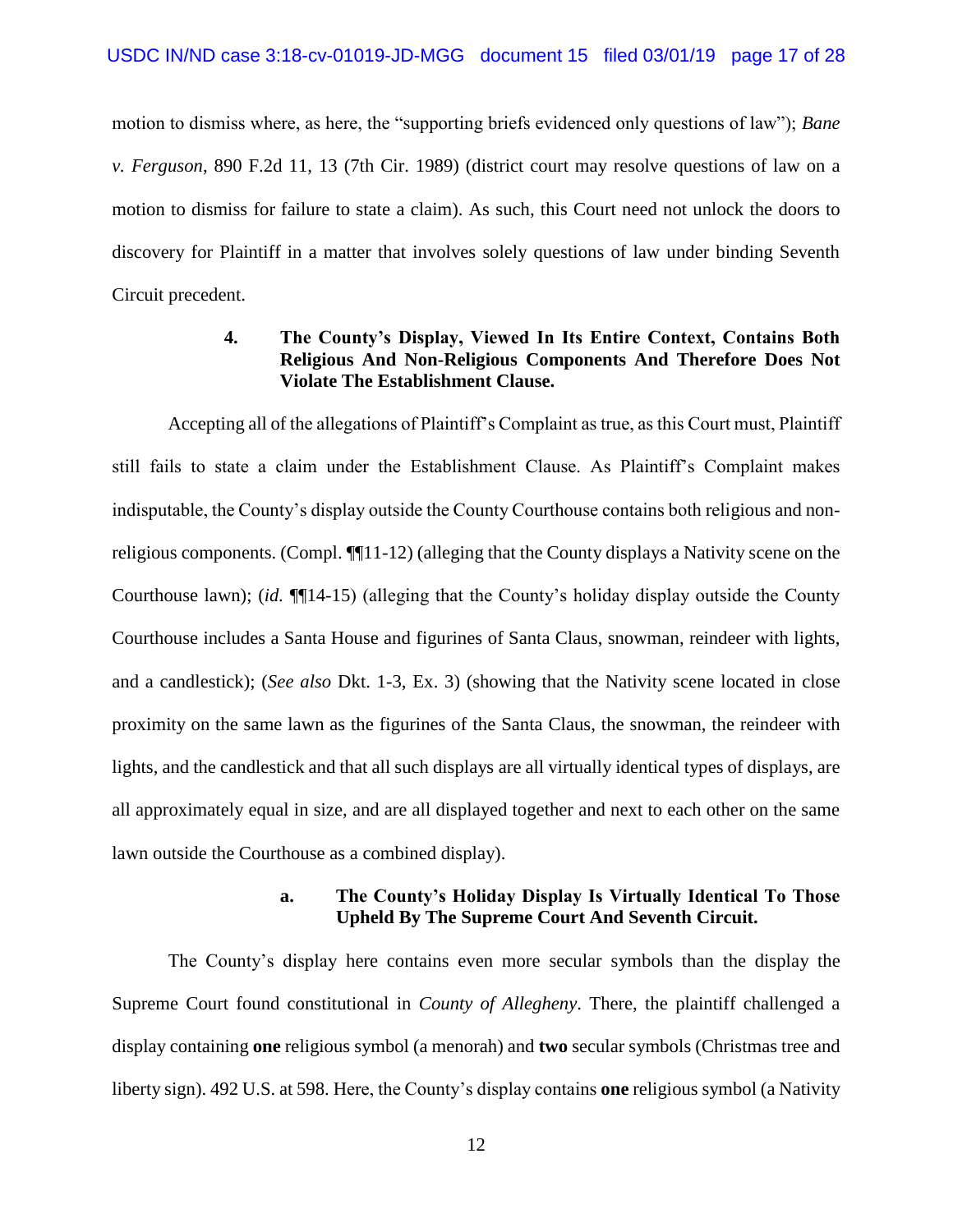motion to dismiss where, as here, the "supporting briefs evidenced only questions of law"); *Bane v. Ferguson*, 890 F.2d 11, 13 (7th Cir. 1989) (district court may resolve questions of law on a motion to dismiss for failure to state a claim). As such, this Court need not unlock the doors to discovery for Plaintiff in a matter that involves solely questions of law under binding Seventh Circuit precedent.

### 4. The County's Display, Viewed In Its Entire Context, Contains Both Religious And Non-Religious Components And Therefore Does Not Violate The Establishment Clause.

Accepting all of the allegations of Plaintiff's Complaint as true, as this Court must, Plaintiff still fails to state a claim under the Establishment Clause. As Plaintiff's Complaint makes indisputable, the County's display outside the County Courthouse contains both religious and non-religious components. (Compl. ¶¶11-12) (alleging that the County displays a Nativity scene on the Courthouse lawn); (*id.* ¶¶14-15) (alleging that the County's holiday display outside the County Courthouse includes a Santa House and figurines of Santa Claus, snowman, reindeer with lights, and a candlestick); (*See also* Dkt. 1-3, Ex. 3) (showing that the Nativity scene located in close proximity on the same lawn as the figurines of the Santa Claus, the snowman, the reindeer with lights, and the candlestick and that all such displays are all virtually identical types of displays, are all approximately equal in size, and are all displayed together and next to each other on the same lawn outside the Courthouse as a combined display).

#### a. The County's Holiday Display Is Virtually Identical To Those Upheld By The Supreme Court And Seventh Circuit.

The County's display here contains even more secular symbols than the display the Supreme Court found constitutional in *County of Allegheny*. There, the plaintiff challenged a display containing **one** religious symbol (a menorah) and **two** secular symbols (Christmas tree and liberty sign). 492 U.S. at 598. Here, the County's display contains **one** religious symbol (a Nativity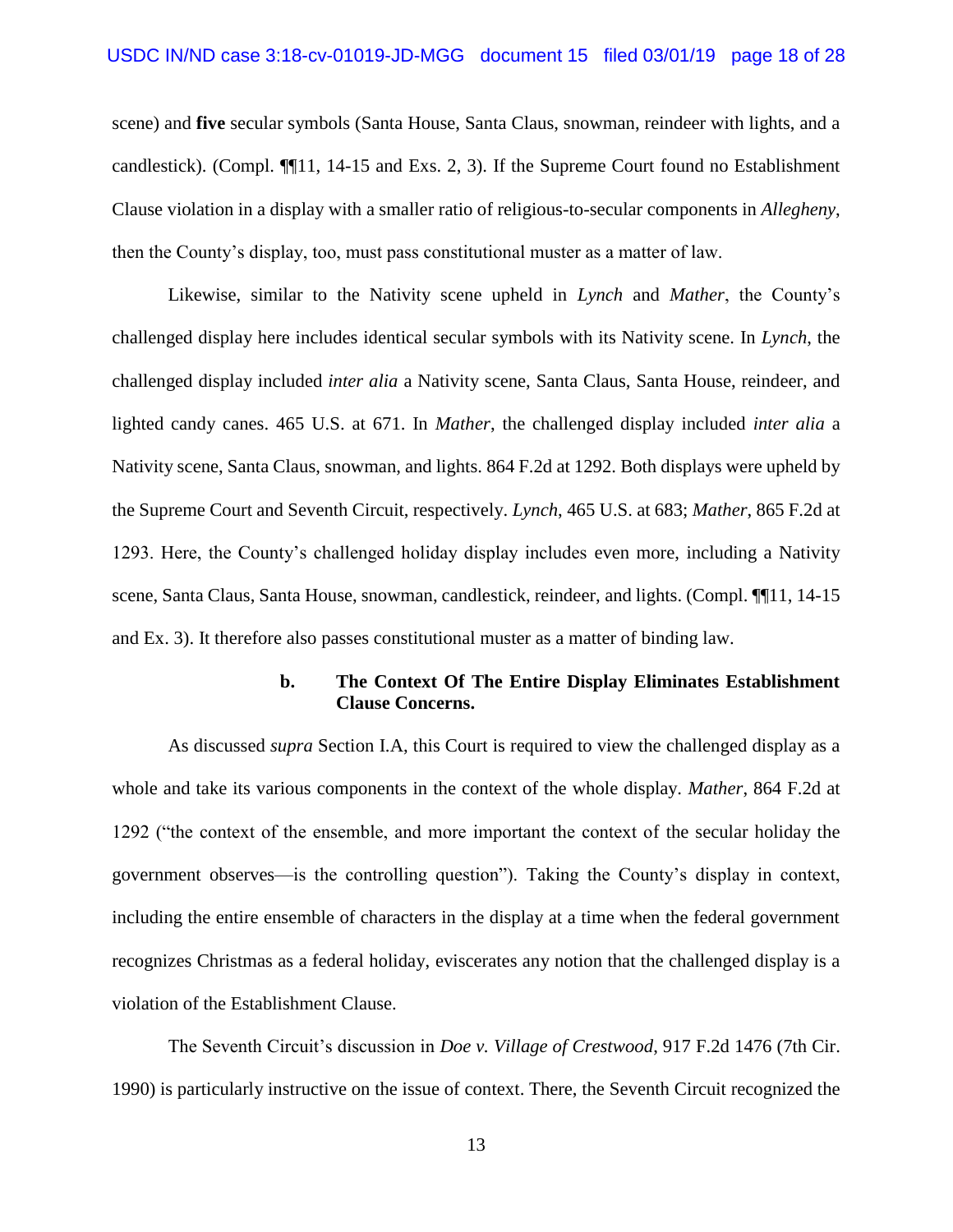scene) and **five** secular symbols (Santa House, Santa Claus, snowman, reindeer with lights, and a candlestick). (Compl. ¶¶11, 14-15 and Exs. 2, 3). If the Supreme Court found no Establishment Clause violation in a display with a smaller ratio of religious-to-secular components in *Allegheny*, then the County's display, too, must pass constitutional muster as a matter of law.

Likewise, similar to the Nativity scene upheld in *Lynch* and *Mather*, the County's challenged display here includes identical secular symbols with its Nativity scene. In *Lynch*, the challenged display included *inter alia* a Nativity scene, Santa Claus, Santa House, reindeer, and lighted candy canes. 465 U.S. at 671. In *Mather*, the challenged display included *inter alia* a Nativity scene, Santa Claus, snowman, and lights. 864 F.2d at 1292. Both displays were upheld by the Supreme Court and Seventh Circuit, respectively. *Lynch*, 465 U.S. at 683; *Mather*, 865 F.2d at 1293. Here, the County's challenged holiday display includes even more, including a Nativity scene, Santa Claus, Santa House, snowman, candlestick, reindeer, and lights. (Compl. ¶¶11, 14-15 and Ex. 3). It therefore also passes constitutional muster as a matter of binding law.

#### b. The Context Of The Entire Display Eliminates Establishment Clause Concerns.

As discussed *supra* Section I.A, this Court is required to view the challenged display as a whole and take its various components in the context of the whole display. *Mather*, 864 F.2d at 1292 ("the context of the ensemble, and more important the context of the secular holiday the government observes—is the controlling question"). Taking the County's display in context, including the entire ensemble of characters in the display at a time when the federal government recognizes Christmas as a federal holiday, eviscerates any notion that the challenged display is a violation of the Establishment Clause.

The Seventh Circuit's discussion in *Doe v. Village of Crestwood*, 917 F.2d 1476 (7th Cir. 1990) is particularly instructive on the issue of context. There, the Seventh Circuit recognized the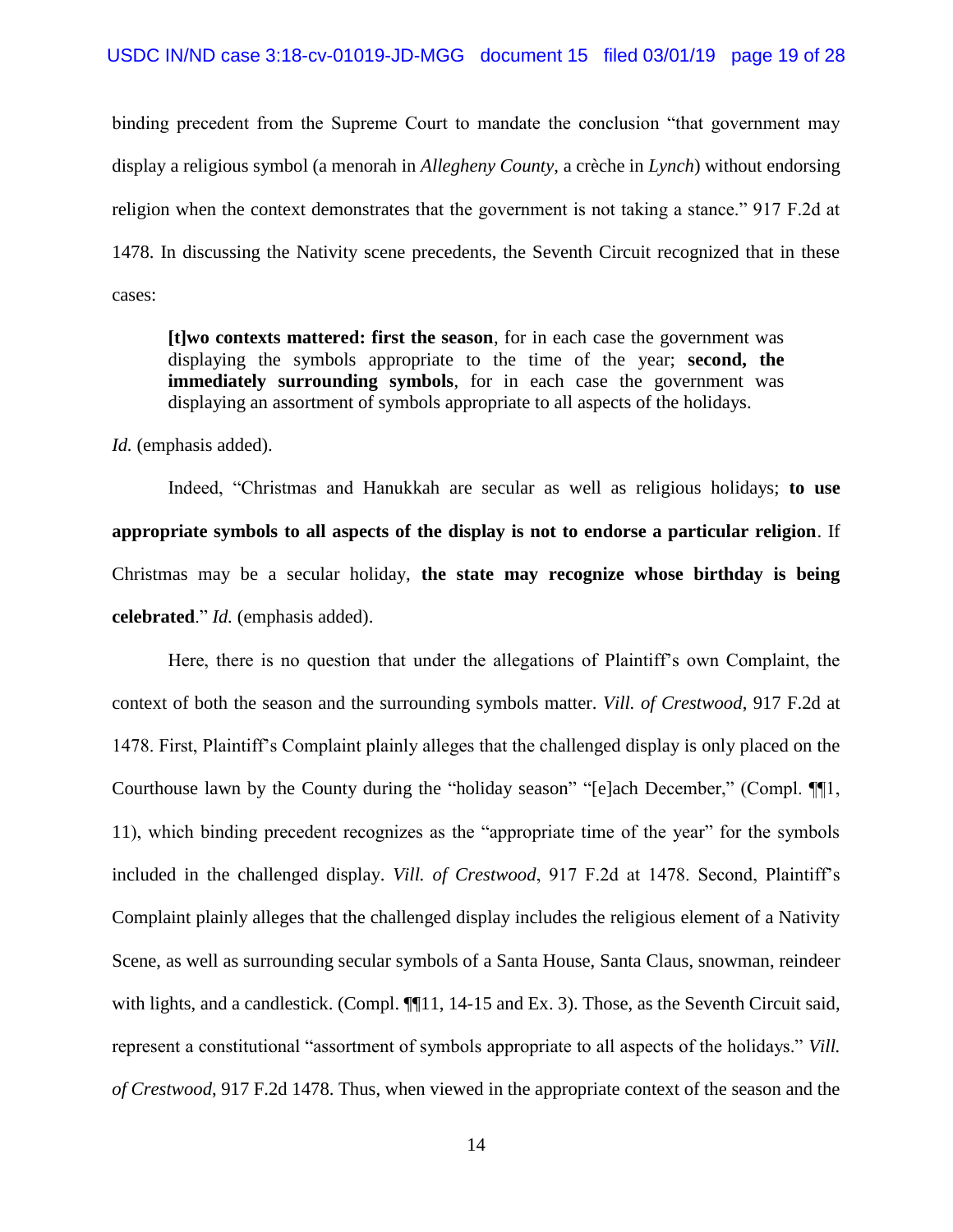binding precedent from the Supreme Court to mandate the conclusion "that government may display a religious symbol (a menorah in *Allegheny County*, a crèche in *Lynch*) without endorsing religion when the context demonstrates that the government is not taking a stance." 917 F.2d at 1478. In discussing the Nativity scene precedents, the Seventh Circuit recognized that in these cases:

> **[t]wo contexts mattered: first the season**, for in each case the government was displaying the symbols appropriate to the time of the year; **second, the immediately surrounding symbols**, for in each case the government was displaying an assortment of symbols appropriate to all aspects of the holidays.

*Id.* (emphasis added).

Indeed, "Christmas and Hanukkah are secular as well as religious holidays; **to use appropriate symbols to all aspects of the display is not to endorse a particular religion**. If Christmas may be a secular holiday, **the state may recognize whose birthday is being celebrated**." *Id.* (emphasis added).

Here, there is no question that under the allegations of Plaintiff's own Complaint, the context of both the season and the surrounding symbols matter. *Vill. of Crestwood*, 917 F.2d at 1478. First, Plaintiff's Complaint plainly alleges that the challenged display is only placed on the Courthouse lawn by the County during the "holiday season" "[e]ach December," (Compl. ¶¶1, 11), which binding precedent recognizes as the "appropriate time of the year" for the symbols included in the challenged display. *Vill. of Crestwood*, 917 F.2d at 1478. Second, Plaintiff's Complaint plainly alleges that the challenged display includes the religious element of a Nativity Scene, as well as surrounding secular symbols of a Santa House, Santa Claus, snowman, reindeer with lights, and a candlestick. (Compl. ¶¶11, 14-15 and Ex. 3). Those, as the Seventh Circuit said, represent a constitutional "assortment of symbols appropriate to all aspects of the holidays." *Vill. of Crestwood*, 917 F.2d 1478. Thus, when viewed in the appropriate context of the season and the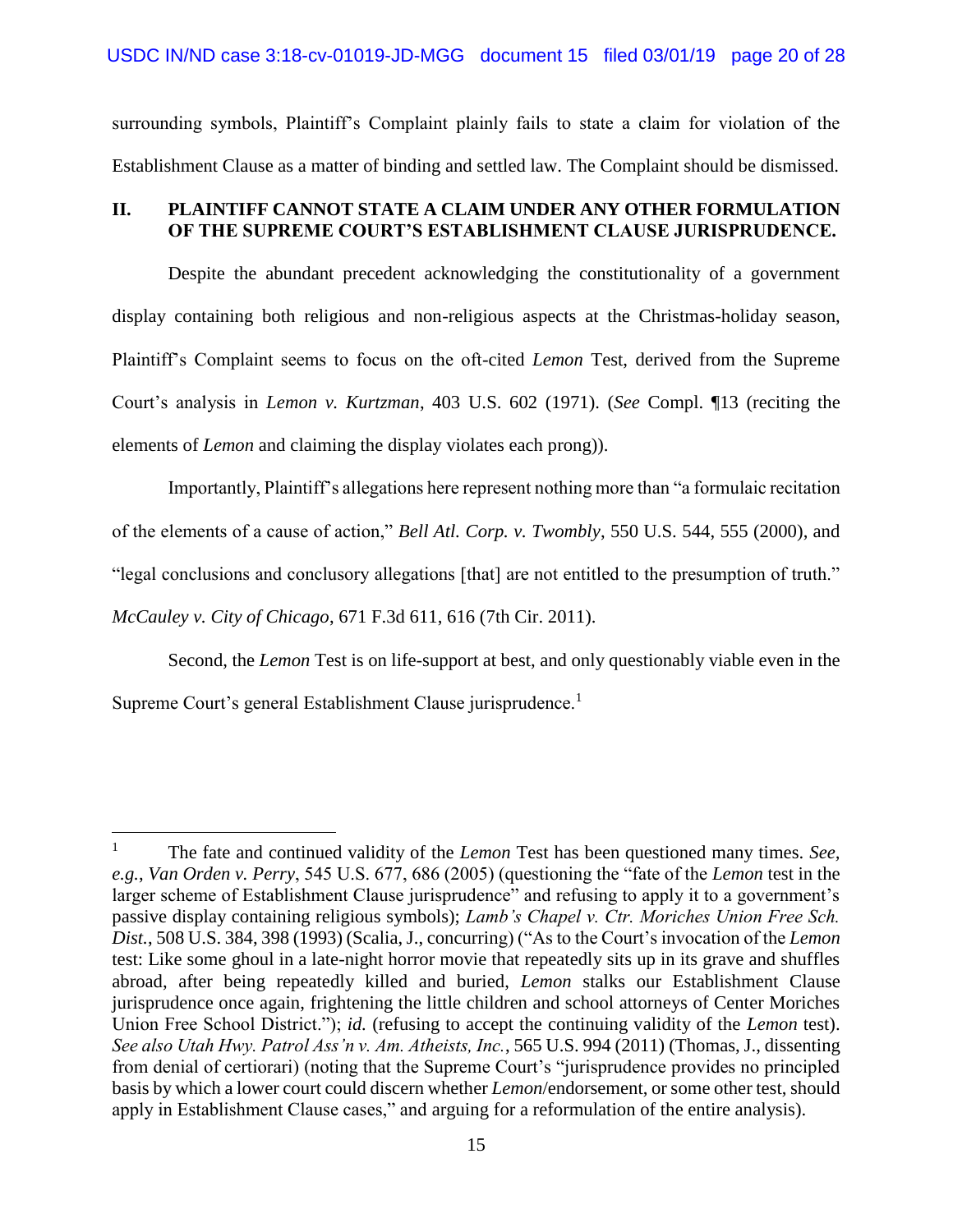surrounding symbols, Plaintiff's Complaint plainly fails to state a claim for violation of the Establishment Clause as a matter of binding and settled law. The Complaint should be dismissed.

## II. PLAINTIFF CANNOT STATE A CLAIM UNDER ANY OTHER FORMULATION OF THE SUPREME COURT'S ESTABLISHMENT CLAUSE JURISPRUDENCE.

Despite the abundant precedent acknowledging the constitutionality of a government display containing both religious and non-religious aspects at the Christmas-holiday season, Plaintiff's Complaint seems to focus on the oft-cited *Lemon* Test, derived from the Supreme Court's analysis in *Lemon v. Kurtzman*, 403 U.S. 602 (1971). (*See* Compl. ¶13 (reciting the elements of *Lemon* and claiming the display violates each prong)).

Importantly, Plaintiff's allegations here represent nothing more than "a formulaic recitation of the elements of a cause of action," *Bell Atl. Corp. v. Twombly*, 550 U.S. 544, 555 (2000), and "legal conclusions and conclusory allegations [that] are not entitled to the presumption of truth." *McCauley v. City of Chicago*, 671 F.3d 611, 616 (7th Cir. 2011).

Second, the *Lemon* Test is on life-support at best, and only questionably viable even in the Supreme Court's general Establishment Clause jurisprudence.[1]

---

[1] The fate and continued validity of the *Lemon* Test has been questioned many times. *See, e.g.*, *Van Orden v. Perry*, 545 U.S. 677, 686 (2005) (questioning the "fate of the *Lemon* test in the larger scheme of Establishment Clause jurisprudence" and refusing to apply it to a government's passive display containing religious symbols); *Lamb's Chapel v. Ctr. Moriches Union Free Sch. Dist.*, 508 U.S. 384, 398 (1993) (Scalia, J., concurring) ("As to the Court's invocation of the *Lemon* test: Like some ghoul in a late-night horror movie that repeatedly sits up in its grave and shuffles abroad, after being repeatedly killed and buried, *Lemon* stalks our Establishment Clause jurisprudence once again, frightening the little children and school attorneys of Center Moriches Union Free School District."); *id.* (refusing to accept the continuing validity of the *Lemon* test). *See also Utah Hwy. Patrol Ass'n v. Am. Atheists, Inc.*, 565 U.S. 994 (2011) (Thomas, J., dissenting from denial of certiorari) (noting that the Supreme Court's "jurisprudence provides no principled basis by which a lower court could discern whether *Lemon*/endorsement, or some other test, should apply in Establishment Clause cases," and arguing for a reformulation of the entire analysis).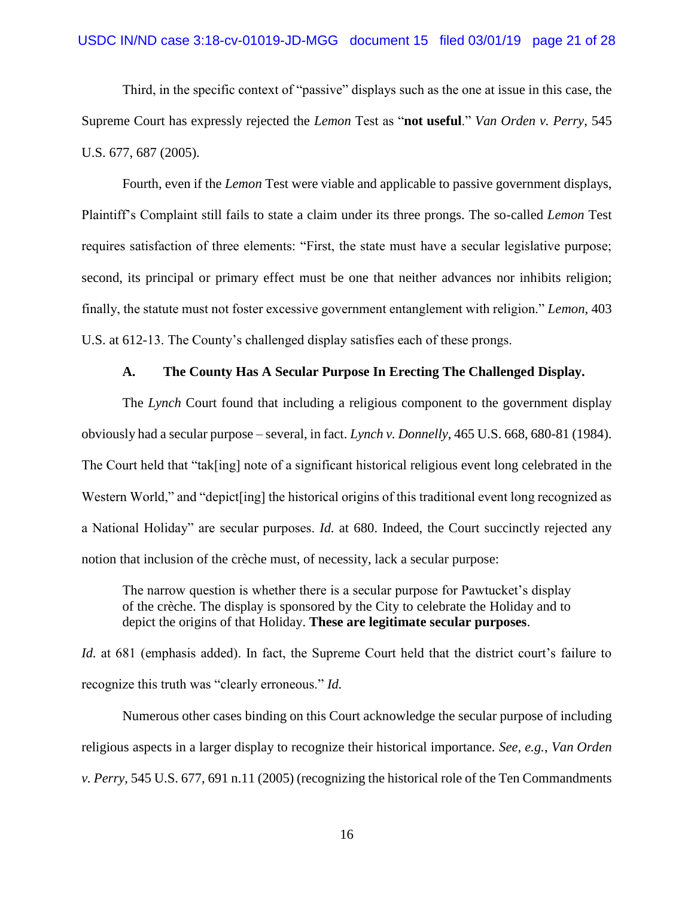Third, in the specific context of "passive" displays such as the one at issue in this case, the Supreme Court has expressly rejected the *Lemon* Test as "**not useful**." *Van Orden v. Perry*, 545 U.S. 677, 687 (2005).

Fourth, even if the *Lemon* Test were viable and applicable to passive government displays, Plaintiff's Complaint still fails to state a claim under its three prongs. The so-called *Lemon* Test requires satisfaction of three elements: "First, the state must have a secular legislative purpose; second, its principal or primary effect must be one that neither advances nor inhibits religion; finally, the statute must not foster excessive government entanglement with religion." *Lemon*, 403 U.S. at 612-13. The County's challenged display satisfies each of these prongs.

### A. The County Has A Secular Purpose In Erecting The Challenged Display.

The *Lynch* Court found that including a religious component to the government display obviously had a secular purpose – several, in fact. *Lynch v. Donnelly*, 465 U.S. 668, 680-81 (1984). The Court held that "tak[ing] note of a significant historical religious event long celebrated in the Western World," and "depict[ing] the historical origins of this traditional event long recognized as a National Holiday" are secular purposes. *Id.* at 680. Indeed, the Court succinctly rejected any notion that inclusion of the crèche must, of necessity, lack a secular purpose:

> The narrow question is whether there is a secular purpose for Pawtucket's display of the crèche. The display is sponsored by the City to celebrate the Holiday and to depict the origins of that Holiday. **These are legitimate secular purposes**.

*Id.* at 681 (emphasis added). In fact, the Supreme Court held that the district court's failure to recognize this truth was "clearly erroneous." *Id.*

Numerous other cases binding on this Court acknowledge the secular purpose of including religious aspects in a larger display to recognize their historical importance. *See, e.g.*, *Van Orden v. Perry*, 545 U.S. 677, 691 n.11 (2005) (recognizing the historical role of the Ten Commandments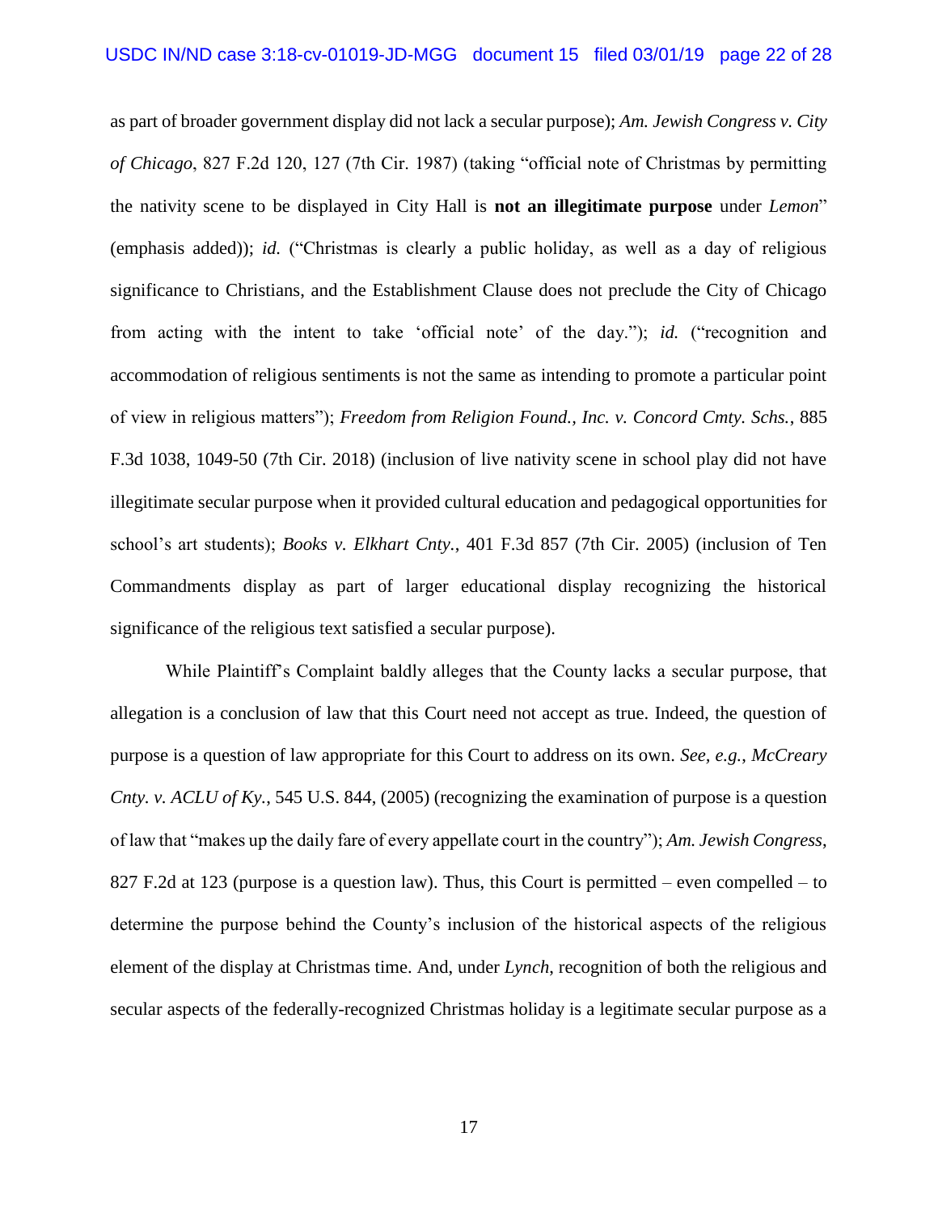as part of broader government display did not lack a secular purpose); *Am. Jewish Congress v. City of Chicago*, 827 F.2d 120, 127 (7th Cir. 1987) (taking "official note of Christmas by permitting the nativity scene to be displayed in City Hall is **not an illegitimate purpose** under *Lemon*" (emphasis added)); *id.* ("Christmas is clearly a public holiday, as well as a day of religious significance to Christians, and the Establishment Clause does not preclude the City of Chicago from acting with the intent to take 'official note' of the day."); *id.* ("recognition and accommodation of religious sentiments is not the same as intending to promote a particular point of view in religious matters"); *Freedom from Religion Found., Inc. v. Concord Cmty. Schs.*, 885 F.3d 1038, 1049-50 (7th Cir. 2018) (inclusion of live nativity scene in school play did not have illegitimate secular purpose when it provided cultural education and pedagogical opportunities for school's art students); *Books v. Elkhart Cnty.*, 401 F.3d 857 (7th Cir. 2005) (inclusion of Ten Commandments display as part of larger educational display recognizing the historical significance of the religious text satisfied a secular purpose).

While Plaintiff's Complaint baldly alleges that the County lacks a secular purpose, that allegation is a conclusion of law that this Court need not accept as true. Indeed, the question of purpose is a question of law appropriate for this Court to address on its own. *See, e.g.*, *McCreary Cnty. v. ACLU of Ky.*, 545 U.S. 844, (2005) (recognizing the examination of purpose is a question of law that "makes up the daily fare of every appellate court in the country"); *Am. Jewish Congress*, 827 F.2d at 123 (purpose is a question law). Thus, this Court is permitted – even compelled – to determine the purpose behind the County's inclusion of the historical aspects of the religious element of the display at Christmas time. And, under *Lynch*, recognition of both the religious and secular aspects of the federally-recognized Christmas holiday is a legitimate secular purpose as a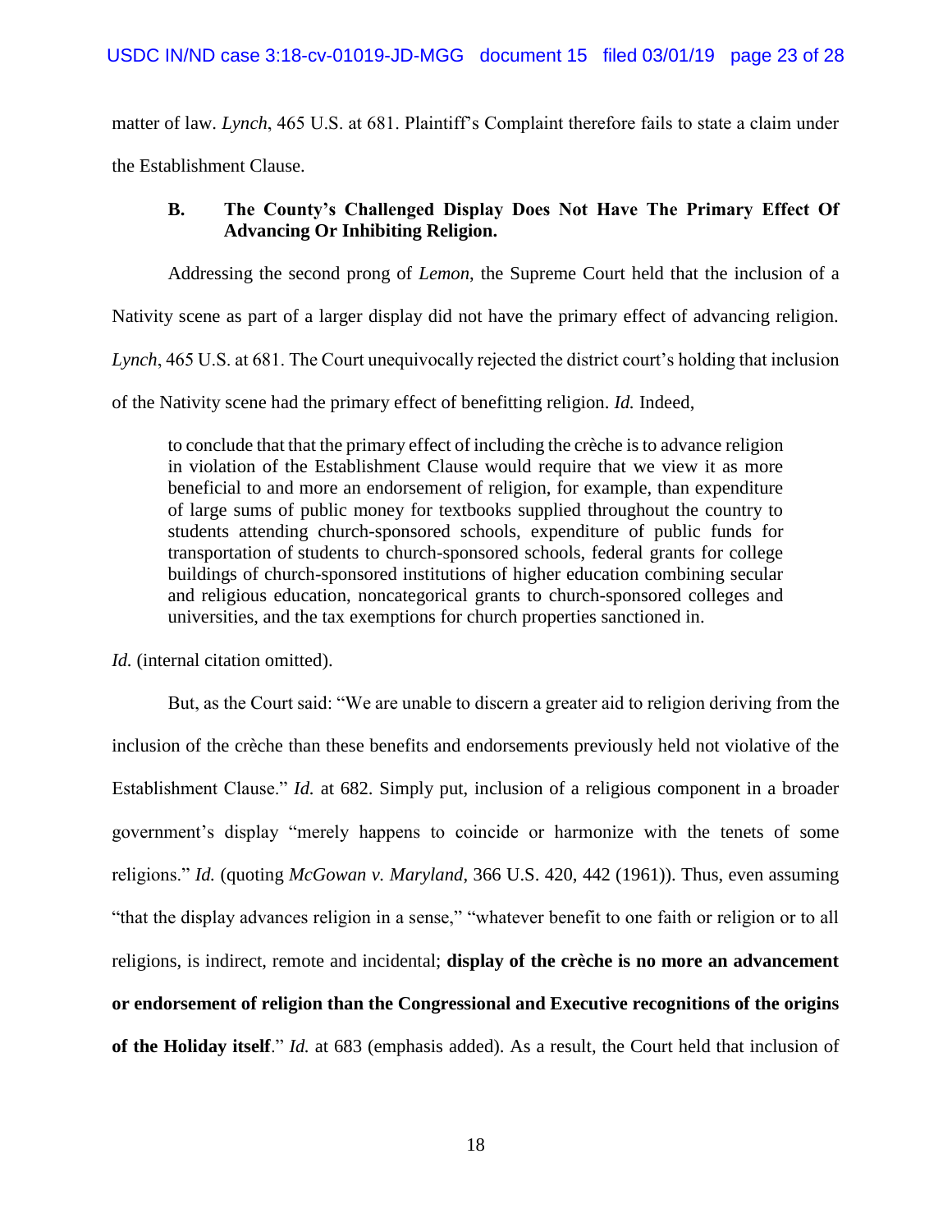matter of law. *Lynch*, 465 U.S. at 681. Plaintiff's Complaint therefore fails to state a claim under the Establishment Clause.

### B. The County's Challenged Display Does Not Have The Primary Effect Of Advancing Or Inhibiting Religion.

Addressing the second prong of *Lemon*, the Supreme Court held that the inclusion of a Nativity scene as part of a larger display did not have the primary effect of advancing religion. *Lynch*, 465 U.S. at 681. The Court unequivocally rejected the district court's holding that inclusion of the Nativity scene had the primary effect of benefitting religion. *Id.* Indeed,

> to conclude that that the primary effect of including the crèche is to advance religion in violation of the Establishment Clause would require that we view it as more beneficial to and more an endorsement of religion, for example, than expenditure of large sums of public money for textbooks supplied throughout the country to students attending church-sponsored schools, expenditure of public funds for transportation of students to church-sponsored schools, federal grants for college buildings of church-sponsored institutions of higher education combining secular and religious education, noncategorical grants to church-sponsored colleges and universities, and the tax exemptions for church properties sanctioned in.

*Id.* (internal citation omitted).

But, as the Court said: "We are unable to discern a greater aid to religion deriving from the inclusion of the crèche than these benefits and endorsements previously held not violative of the Establishment Clause." *Id.* at 682. Simply put, inclusion of a religious component in a broader government's display "merely happens to coincide or harmonize with the tenets of some religions." *Id.* (quoting *McGowan v. Maryland*, 366 U.S. 420, 442 (1961)). Thus, even assuming "that the display advances religion in a sense," "whatever benefit to one faith or religion or to all religions, is indirect, remote and incidental; **display of the crèche is no more an advancement or endorsement of religion than the Congressional and Executive recognitions of the origins of the Holiday itself**." *Id.* at 683 (emphasis added). As a result, the Court held that inclusion of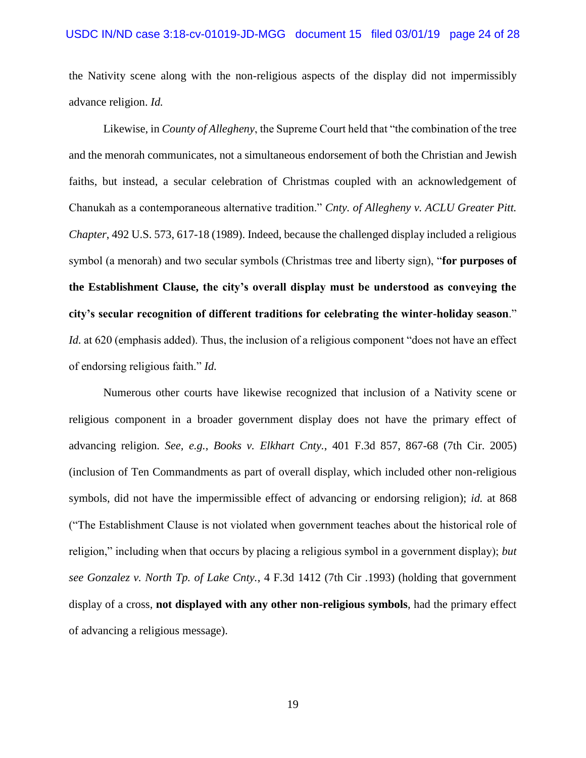the Nativity scene along with the non-religious aspects of the display did not impermissibly advance religion. *Id.*

Likewise, in *County of Allegheny*, the Supreme Court held that "the combination of the tree and the menorah communicates, not a simultaneous endorsement of both the Christian and Jewish faiths, but instead, a secular celebration of Christmas coupled with an acknowledgement of Chanukah as a contemporaneous alternative tradition." *Cnty. of Allegheny v. ACLU Greater Pitt. Chapter*, 492 U.S. 573, 617-18 (1989). Indeed, because the challenged display included a religious symbol (a menorah) and two secular symbols (Christmas tree and liberty sign), "**for purposes of the Establishment Clause, the city's overall display must be understood as conveying the city's secular recognition of different traditions for celebrating the winter-holiday season**." *Id.* at 620 (emphasis added). Thus, the inclusion of a religious component "does not have an effect of endorsing religious faith." *Id.*

Numerous other courts have likewise recognized that inclusion of a Nativity scene or religious component in a broader government display does not have the primary effect of advancing religion. *See, e.g.*, *Books v. Elkhart Cnty.*, 401 F.3d 857, 867-68 (7th Cir. 2005) (inclusion of Ten Commandments as part of overall display, which included other non-religious symbols, did not have the impermissible effect of advancing or endorsing religion); *id.* at 868 ("The Establishment Clause is not violated when government teaches about the historical role of religion," including when that occurs by placing a religious symbol in a government display); *but see Gonzalez v. North Tp. of Lake Cnty.*, 4 F.3d 1412 (7th Cir .1993) (holding that government display of a cross, **not displayed with any other non-religious symbols**, had the primary effect of advancing a religious message).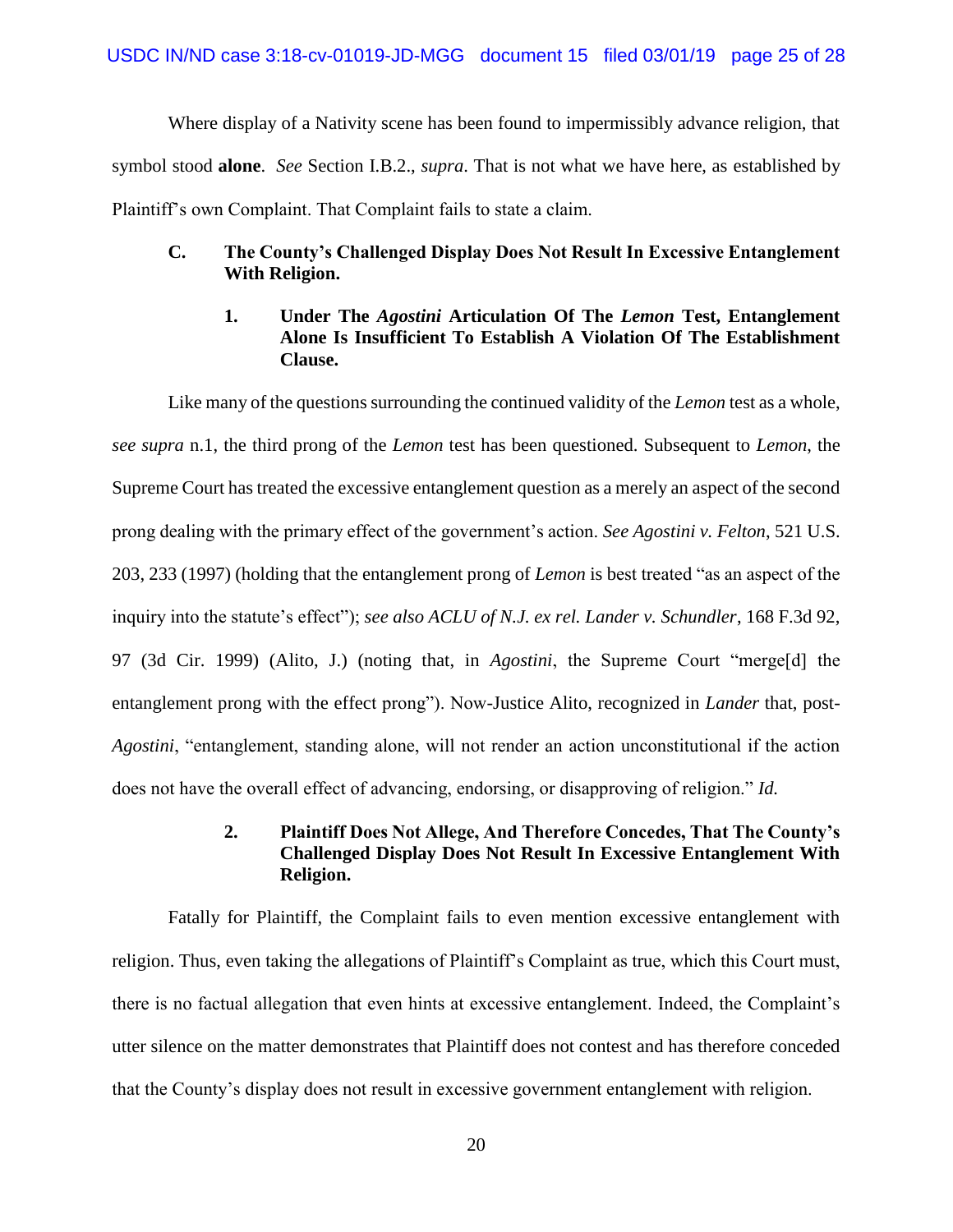Where display of a Nativity scene has been found to impermissibly advance religion, that symbol stood **alone**. *See* Section I.B.2., *supra*. That is not what we have here, as established by Plaintiff's own Complaint. That Complaint fails to state a claim.

### C. The County's Challenged Display Does Not Result In Excessive Entanglement With Religion.

#### 1. Under The *Agostini* Articulation Of The *Lemon* Test, Entanglement Alone Is Insufficient To Establish A Violation Of The Establishment Clause.

Like many of the questions surrounding the continued validity of the *Lemon* test as a whole, *see supra* n.1, the third prong of the *Lemon* test has been questioned. Subsequent to *Lemon*, the Supreme Court has treated the excessive entanglement question as a merely an aspect of the second prong dealing with the primary effect of the government's action. *See Agostini v. Felton*, 521 U.S. 203, 233 (1997) (holding that the entanglement prong of *Lemon* is best treated "as an aspect of the inquiry into the statute's effect"); *see also ACLU of N.J. ex rel. Lander v. Schundler*, 168 F.3d 92, 97 (3d Cir. 1999) (Alito, J.) (noting that, in *Agostini*, the Supreme Court "merge[d] the entanglement prong with the effect prong"). Now-Justice Alito, recognized in *Lander* that, post-*Agostini*, "entanglement, standing alone, will not render an action unconstitutional if the action does not have the overall effect of advancing, endorsing, or disapproving of religion." *Id.*

#### 2. Plaintiff Does Not Allege, And Therefore Concedes, That The County's Challenged Display Does Not Result In Excessive Entanglement With Religion.

Fatally for Plaintiff, the Complaint fails to even mention excessive entanglement with religion. Thus, even taking the allegations of Plaintiff's Complaint as true, which this Court must, there is no factual allegation that even hints at excessive entanglement. Indeed, the Complaint's utter silence on the matter demonstrates that Plaintiff does not contest and has therefore conceded that the County's display does not result in excessive government entanglement with religion.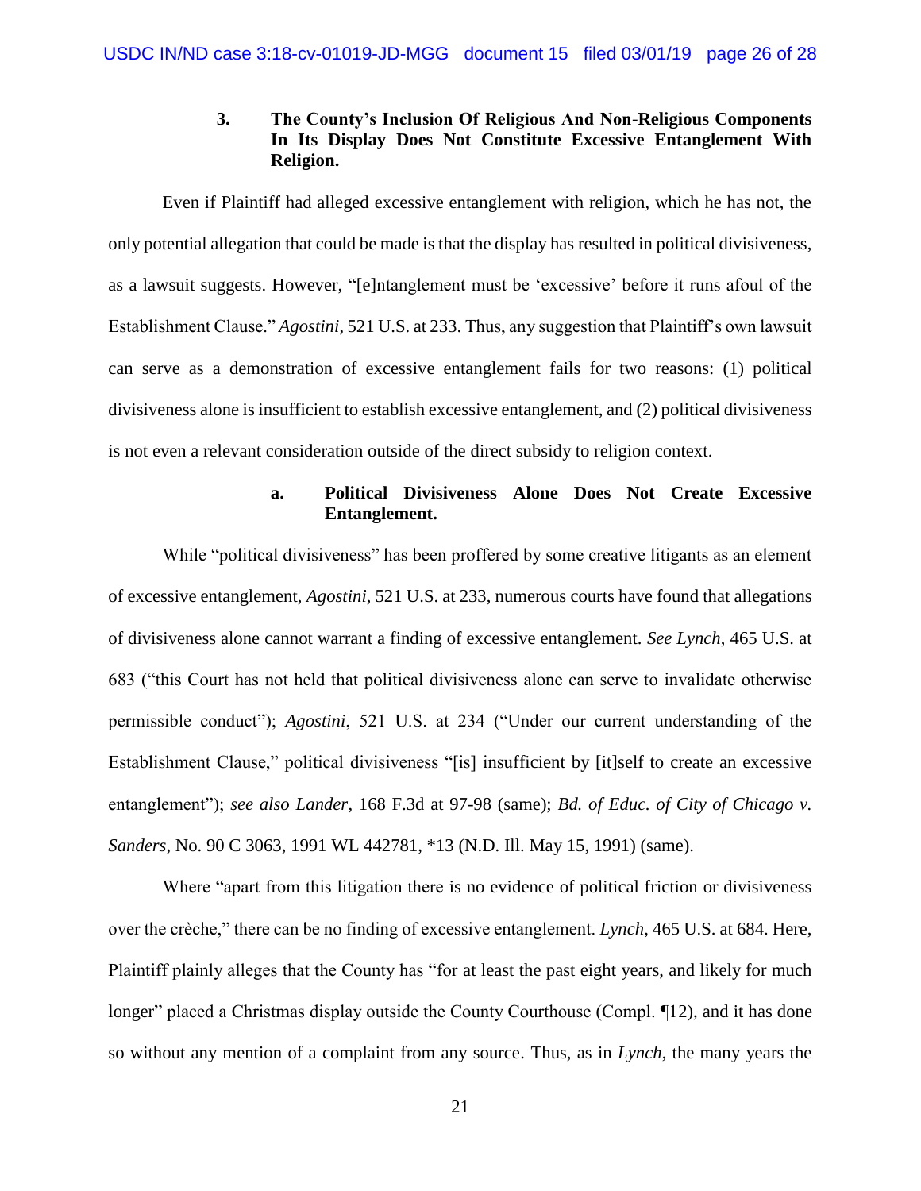### 3. The County's Inclusion Of Religious And Non-Religious Components In Its Display Does Not Constitute Excessive Entanglement With Religion.

Even if Plaintiff had alleged excessive entanglement with religion, which he has not, the only potential allegation that could be made is that the display has resulted in political divisiveness, as a lawsuit suggests. However, "[e]ntanglement must be 'excessive' before it runs afoul of the Establishment Clause." *Agostini*, 521 U.S. at 233. Thus, any suggestion that Plaintiff's own lawsuit can serve as a demonstration of excessive entanglement fails for two reasons: (1) political divisiveness alone is insufficient to establish excessive entanglement, and (2) political divisiveness is not even a relevant consideration outside of the direct subsidy to religion context.

#### a. Political Divisiveness Alone Does Not Create Excessive Entanglement.

While "political divisiveness" has been proffered by some creative litigants as an element of excessive entanglement, *Agostini*, 521 U.S. at 233, numerous courts have found that allegations of divisiveness alone cannot warrant a finding of excessive entanglement. *See Lynch*, 465 U.S. at 683 ("this Court has not held that political divisiveness alone can serve to invalidate otherwise permissible conduct"); *Agostini*, 521 U.S. at 234 ("Under our current understanding of the Establishment Clause," political divisiveness "[is] insufficient by [it]self to create an excessive entanglement"); *see also Lander*, 168 F.3d at 97-98 (same); *Bd. of Educ. of City of Chicago v. Sanders*, No. 90 C 3063, 1991 WL 442781, *13 (N.D. Ill. May 15, 1991) (same).

Where "apart from this litigation there is no evidence of political friction or divisiveness over the crèche," there can be no finding of excessive entanglement. *Lynch*, 465 U.S. at 684. Here, Plaintiff plainly alleges that the County has "for at least the past eight years, and likely for much longer" placed a Christmas display outside the County Courthouse (Compl. ¶12), and it has done so without any mention of a complaint from any source. Thus, as in *Lynch*, the many years the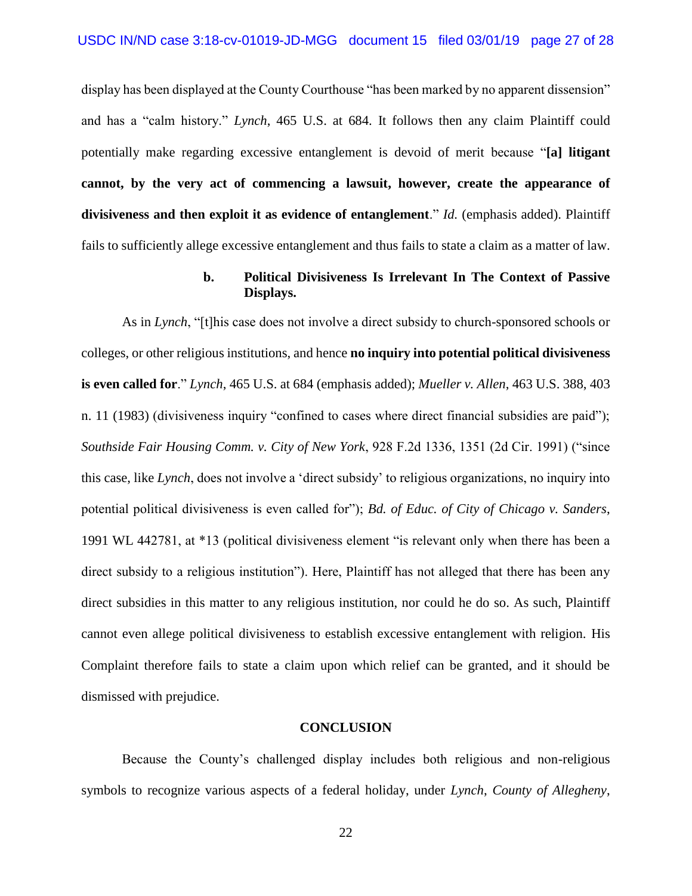display has been displayed at the County Courthouse "has been marked by no apparent dissension" and has a "calm history." *Lynch*, 465 U.S. at 684. It follows then any claim Plaintiff could potentially make regarding excessive entanglement is devoid of merit because "**[a] litigant cannot, by the very act of commencing a lawsuit, however, create the appearance of divisiveness and then exploit it as evidence of entanglement**." *Id.* (emphasis added). Plaintiff fails to sufficiently allege excessive entanglement and thus fails to state a claim as a matter of law.

#### b. Political Divisiveness Is Irrelevant In The Context of Passive Displays.

As in *Lynch*, "[t]his case does not involve a direct subsidy to church-sponsored schools or colleges, or other religious institutions, and hence **no inquiry into potential political divisiveness is even called for**." *Lynch*, 465 U.S. at 684 (emphasis added); *Mueller v. Allen*, 463 U.S. 388, 403 n. 11 (1983) (divisiveness inquiry "confined to cases where direct financial subsidies are paid"); *Southside Fair Housing Comm. v. City of New York*, 928 F.2d 1336, 1351 (2d Cir. 1991) ("since this case, like *Lynch*, does not involve a 'direct subsidy' to religious organizations, no inquiry into potential political divisiveness is even called for"); *Bd. of Educ. of City of Chicago v. Sanders*, 1991 WL 442781, at *13 (political divisiveness element "is relevant only when there has been a direct subsidy to a religious institution"). Here, Plaintiff has not alleged that there has been any direct subsidies in this matter to any religious institution, nor could he do so. As such, Plaintiff cannot even allege political divisiveness to establish excessive entanglement with religion. His Complaint therefore fails to state a claim upon which relief can be granted, and it should be dismissed with prejudice.

## CONCLUSION

Because the County's challenged display includes both religious and non-religious symbols to recognize various aspects of a federal holiday, under *Lynch*, *County of Allegheny*,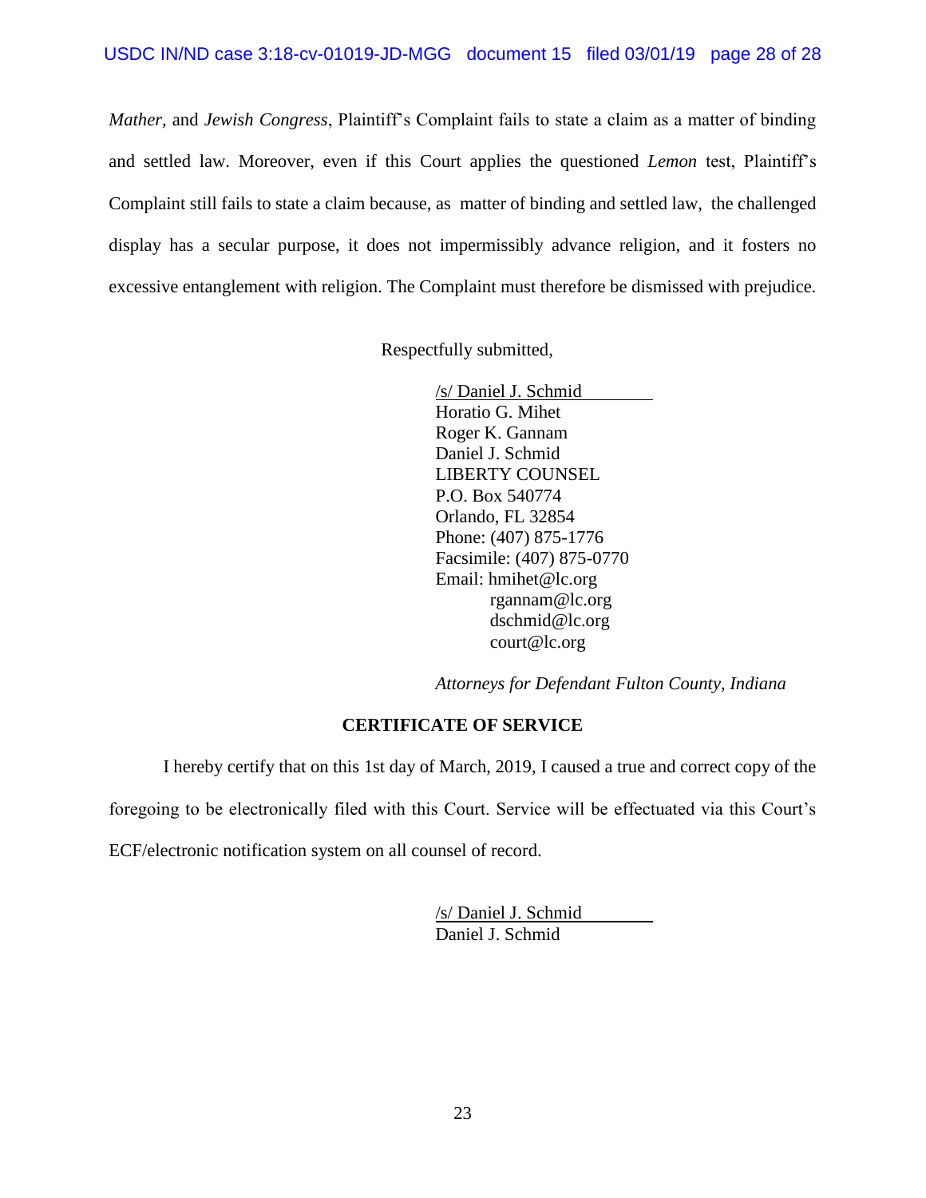*Mather*, and *Jewish Congress*, Plaintiff's Complaint fails to state a claim as a matter of binding and settled law. Moreover, even if this Court applies the questioned *Lemon* test, Plaintiff's Complaint still fails to state a claim because, as matter of binding and settled law, the challenged display has a secular purpose, it does not impermissibly advance religion, and it fosters no excessive entanglement with religion. The Complaint must therefore be dismissed with prejudice.

Respectfully submitted,

/s/ Daniel J. Schmid
Horatio G. Mihet
Roger K. Gannam
Daniel J. Schmid
LIBERTY COUNSEL
P.O. Box 540774
Orlando, FL 32854
Phone: (407) 875-1776
Facsimile: (407) 875-0770
Email: hmihet@lc.org
rgannam@lc.org
dschmid@lc.org
court@lc.org

*Attorneys for Defendant Fulton County, Indiana*

**CERTIFICATE OF SERVICE**

I hereby certify that on this 1st day of March, 2019, I caused a true and correct copy of the foregoing to be electronically filed with this Court. Service will be effectuated via this Court's ECF/electronic notification system on all counsel of record.

/s/ Daniel J. Schmid
Daniel J. Schmid